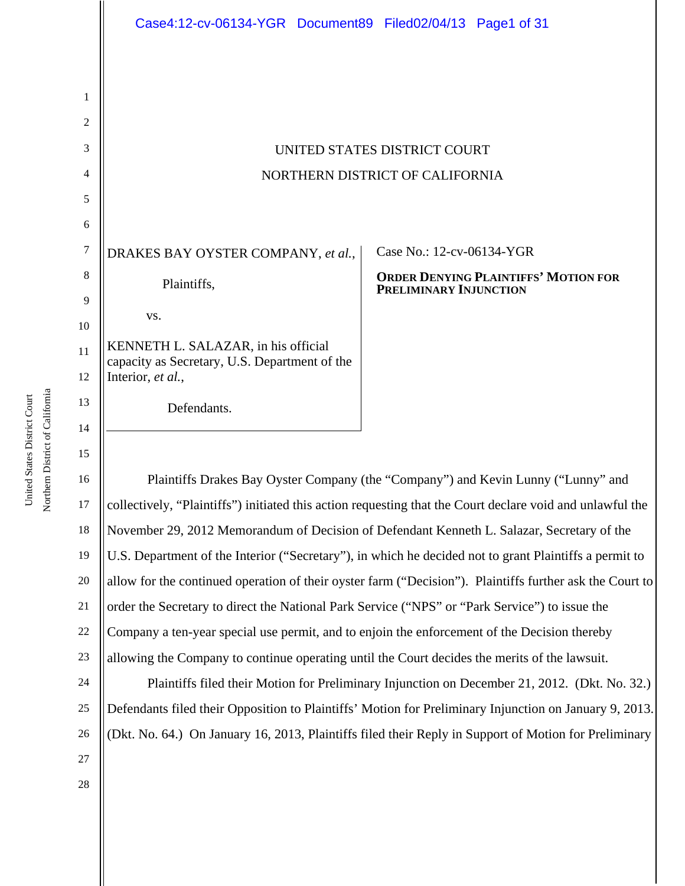UNITED STATES DISTRICT COURT

NORTHERN DISTRICT OF CALIFORNIA

DRAKES BAY OYSTER COMPANY, *et al.*,

Plaintiffs,

vs.

KENNETH L. SALAZAR, in his official capacity as Secretary, U.S. Department of the Interior, *et al.*,

Defendants.

Case No.: 12-cv-06134-YGR

**ORDER DENYING PLAINTIFFS' MOTION FOR PRELIMINARY INJUNCTION**

Plaintiffs Drakes Bay Oyster Company (the "Company") and Kevin Lunny ("Lunny" and collectively, "Plaintiffs") initiated this action requesting that the Court declare void and unlawful the November 29, 2012 Memorandum of Decision of Defendant Kenneth L. Salazar, Secretary of the U.S. Department of the Interior ("Secretary"), in which he decided not to grant Plaintiffs a permit to allow for the continued operation of their oyster farm ("Decision"). Plaintiffs further ask the Court to order the Secretary to direct the National Park Service ("NPS" or "Park Service") to issue the Company a ten-year special use permit, and to enjoin the enforcement of the Decision thereby allowing the Company to continue operating until the Court decides the merits of the lawsuit.

Plaintiffs filed their Motion for Preliminary Injunction on December 21, 2012. (Dkt. No. 32.) Defendants filed their Opposition to Plaintiffs' Motion for Preliminary Injunction on January 9, 2013. (Dkt. No. 64.) On January 16, 2013, Plaintiffs filed their Reply in Support of Motion for Preliminary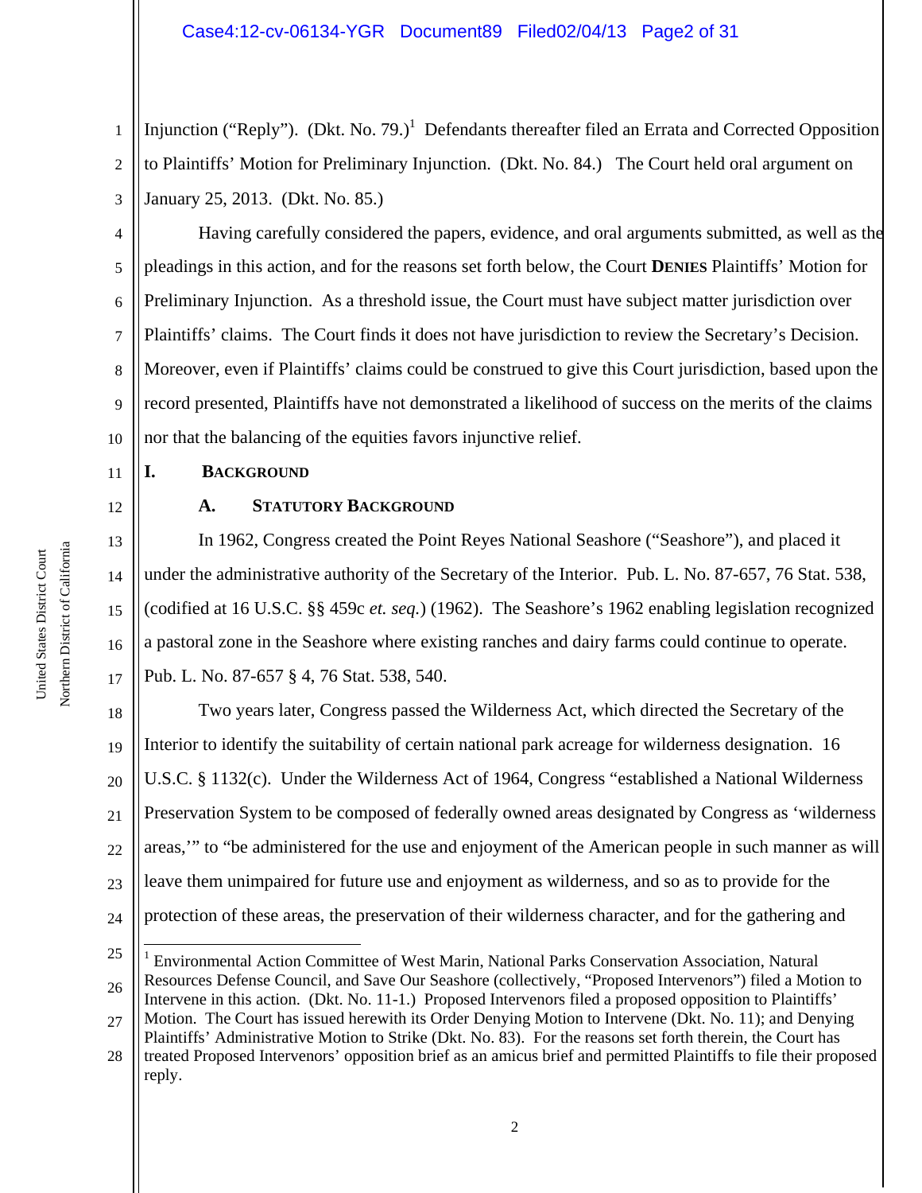Injunction ("Reply"). (Dkt. No. 79.)[1] Defendants thereafter filed an Errata and Corrected Opposition to Plaintiffs' Motion for Preliminary Injunction. (Dkt. No. 84.) The Court held oral argument on January 25, 2013. (Dkt. No. 85.)

Having carefully considered the papers, evidence, and oral arguments submitted, as well as the pleadings in this action, and for the reasons set forth below, the Court **DENIES** Plaintiffs' Motion for Preliminary Injunction. As a threshold issue, the Court must have subject matter jurisdiction over Plaintiffs' claims. The Court finds it does not have jurisdiction to review the Secretary's Decision. Moreover, even if Plaintiffs' claims could be construed to give this Court jurisdiction, based upon the record presented, Plaintiffs have not demonstrated a likelihood of success on the merits of the claims nor that the balancing of the equities favors injunctive relief.

## I. BACKGROUND

### A. STATUTORY BACKGROUND

In 1962, Congress created the Point Reyes National Seashore ("Seashore"), and placed it under the administrative authority of the Secretary of the Interior. Pub. L. No. 87-657, 76 Stat. 538, (codified at 16 U.S.C. §§ 459c *et. seq.*) (1962). The Seashore's 1962 enabling legislation recognized a pastoral zone in the Seashore where existing ranches and dairy farms could continue to operate. Pub. L. No. 87-657 § 4, 76 Stat. 538, 540.

Two years later, Congress passed the Wilderness Act, which directed the Secretary of the Interior to identify the suitability of certain national park acreage for wilderness designation. 16 U.S.C. § 1132(c). Under the Wilderness Act of 1964, Congress "established a National Wilderness Preservation System to be composed of federally owned areas designated by Congress as 'wilderness areas,'" to "be administered for the use and enjoyment of the American people in such manner as will leave them unimpaired for future use and enjoyment as wilderness, and so as to provide for the protection of these areas, the preservation of their wilderness character, and for the gathering and

---

[1] Environmental Action Committee of West Marin, National Parks Conservation Association, Natural Resources Defense Council, and Save Our Seashore (collectively, "Proposed Intervenors") filed a Motion to Intervene in this action. (Dkt. No. 11-1.) Proposed Intervenors filed a proposed opposition to Plaintiffs' Motion. The Court has issued herewith its Order Denying Motion to Intervene (Dkt. No. 11); and Denying Plaintiffs' Administrative Motion to Strike (Dkt. No. 83). For the reasons set forth therein, the Court has treated Proposed Intervenors' opposition brief as an amicus brief and permitted Plaintiffs to file their proposed reply.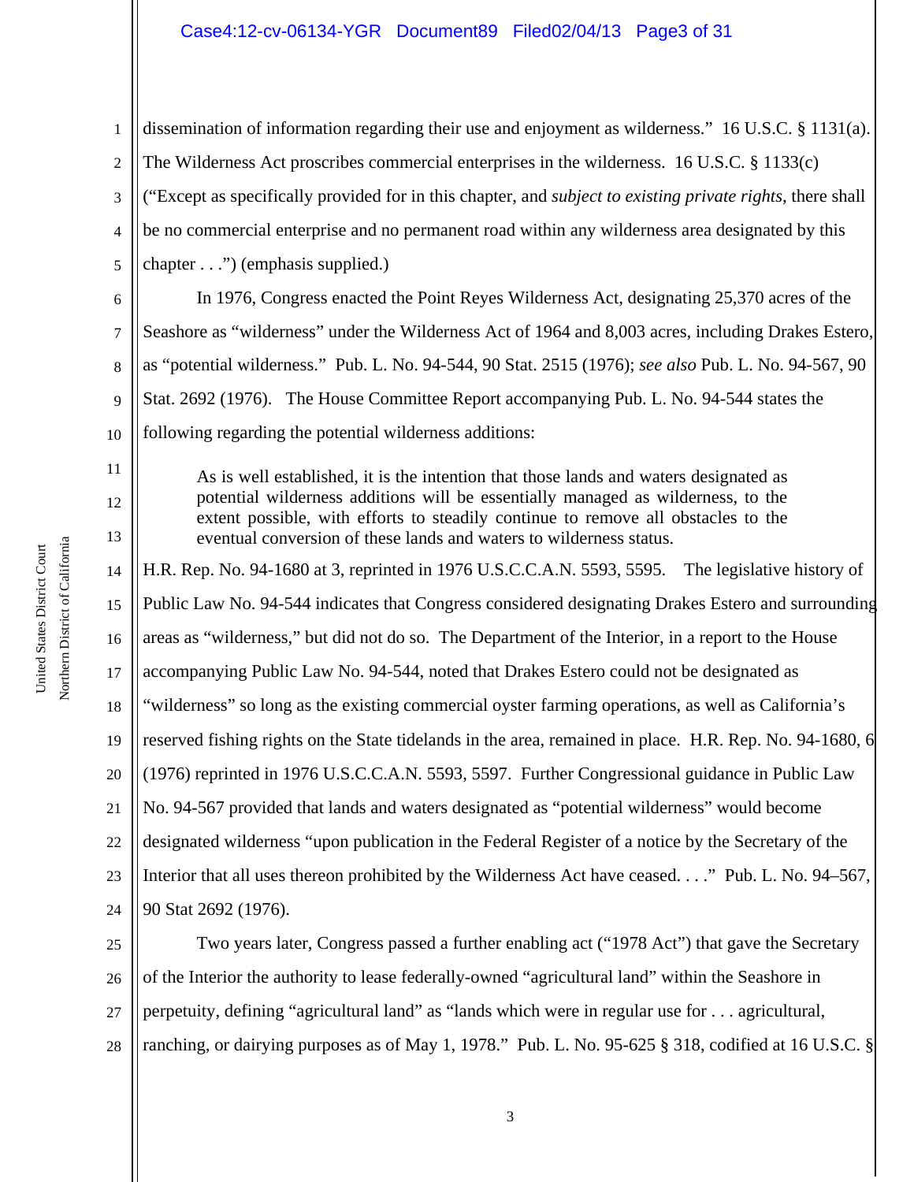dissemination of information regarding their use and enjoyment as wilderness." 16 U.S.C. § 1131(a). The Wilderness Act proscribes commercial enterprises in the wilderness. 16 U.S.C. § 1133(c) ("Except as specifically provided for in this chapter, and *subject to existing private rights*, there shall be no commercial enterprise and no permanent road within any wilderness area designated by this chapter . . .") (emphasis supplied.)

In 1976, Congress enacted the Point Reyes Wilderness Act, designating 25,370 acres of the Seashore as "wilderness" under the Wilderness Act of 1964 and 8,003 acres, including Drakes Estero, as "potential wilderness." Pub. L. No. 94-544, 90 Stat. 2515 (1976); *see also* Pub. L. No. 94-567, 90 Stat. 2692 (1976). The House Committee Report accompanying Pub. L. No. 94-544 states the following regarding the potential wilderness additions:

> As is well established, it is the intention that those lands and waters designated as potential wilderness additions will be essentially managed as wilderness, to the extent possible, with efforts to steadily continue to remove all obstacles to the eventual conversion of these lands and waters to wilderness status.

H.R. Rep. No. 94-1680 at 3, reprinted in 1976 U.S.C.C.A.N. 5593, 5595. The legislative history of Public Law No. 94-544 indicates that Congress considered designating Drakes Estero and surrounding areas as "wilderness," but did not do so. The Department of the Interior, in a report to the House accompanying Public Law No. 94-544, noted that Drakes Estero could not be designated as "wilderness" so long as the existing commercial oyster farming operations, as well as California's reserved fishing rights on the State tidelands in the area, remained in place. H.R. Rep. No. 94-1680, 6 (1976) reprinted in 1976 U.S.C.C.A.N. 5593, 5597. Further Congressional guidance in Public Law No. 94-567 provided that lands and waters designated as "potential wilderness" would become designated wilderness "upon publication in the Federal Register of a notice by the Secretary of the Interior that all uses thereon prohibited by the Wilderness Act have ceased. . . ." Pub. L. No. 94–567, 90 Stat 2692 (1976).

Two years later, Congress passed a further enabling act ("1978 Act") that gave the Secretary of the Interior the authority to lease federally-owned "agricultural land" within the Seashore in perpetuity, defining "agricultural land" as "lands which were in regular use for . . . agricultural, ranching, or dairying purposes as of May 1, 1978." Pub. L. No. 95-625 § 318, codified at 16 U.S.C. §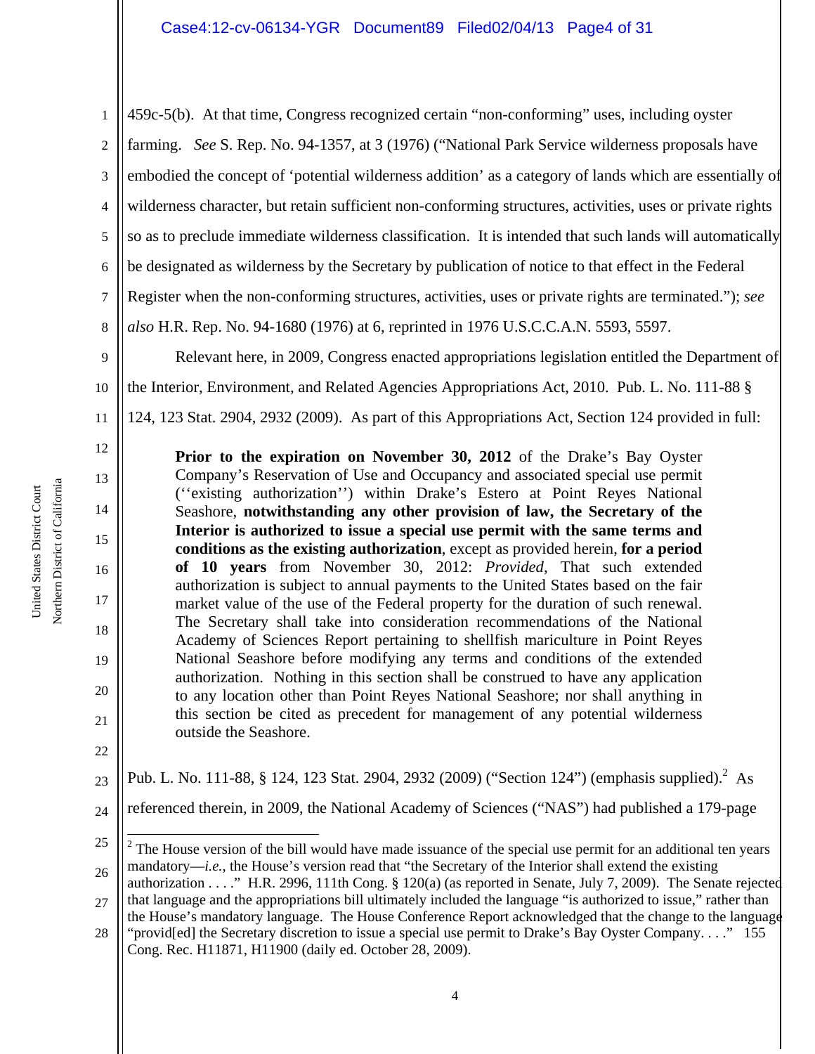459c-5(b). At that time, Congress recognized certain "non-conforming" uses, including oyster farming. *See* S. Rep. No. 94-1357, at 3 (1976) ("National Park Service wilderness proposals have embodied the concept of 'potential wilderness addition' as a category of lands which are essentially of wilderness character, but retain sufficient non-conforming structures, activities, uses or private rights so as to preclude immediate wilderness classification. It is intended that such lands will automatically be designated as wilderness by the Secretary by publication of notice to that effect in the Federal Register when the non-conforming structures, activities, uses or private rights are terminated."); *see also* H.R. Rep. No. 94-1680 (1976) at 6, reprinted in 1976 U.S.C.C.A.N. 5593, 5597.

Relevant here, in 2009, Congress enacted appropriations legislation entitled the Department of the Interior, Environment, and Related Agencies Appropriations Act, 2010. Pub. L. No. 111-88 § 124, 123 Stat. 2904, 2932 (2009). As part of this Appropriations Act, Section 124 provided in full:

> **Prior to the expiration on November 30, 2012** of the Drake's Bay Oyster Company's Reservation of Use and Occupancy and associated special use permit (''existing authorization'') within Drake's Estero at Point Reyes National Seashore, **notwithstanding any other provision of law, the Secretary of the Interior is authorized to issue a special use permit with the same terms and conditions as the existing authorization**, except as provided herein, **for a period of 10 years** from November 30, 2012: *Provided*, That such extended authorization is subject to annual payments to the United States based on the fair market value of the use of the Federal property for the duration of such renewal. The Secretary shall take into consideration recommendations of the National Academy of Sciences Report pertaining to shellfish mariculture in Point Reyes National Seashore before modifying any terms and conditions of the extended authorization. Nothing in this section shall be construed to have any application to any location other than Point Reyes National Seashore; nor shall anything in this section be cited as precedent for management of any potential wilderness outside the Seashore.

Pub. L. No. 111-88, § 124, 123 Stat. 2904, 2932 (2009) ("Section 124") (emphasis supplied).[2] As referenced therein, in 2009, the National Academy of Sciences ("NAS") had published a 179-page

---

[2] The House version of the bill would have made issuance of the special use permit for an additional ten years mandatory—*i.e.*, the House's version read that "the Secretary of the Interior shall extend the existing authorization . . . ." H.R. 2996, 111th Cong. § 120(a) (as reported in Senate, July 7, 2009). The Senate rejected that language and the appropriations bill ultimately included the language "is authorized to issue," rather than the House's mandatory language. The House Conference Report acknowledged that the change to the language "provid[ed] the Secretary discretion to issue a special use permit to Drake's Bay Oyster Company. . . ." 155 Cong. Rec. H11871, H11900 (daily ed. October 28, 2009).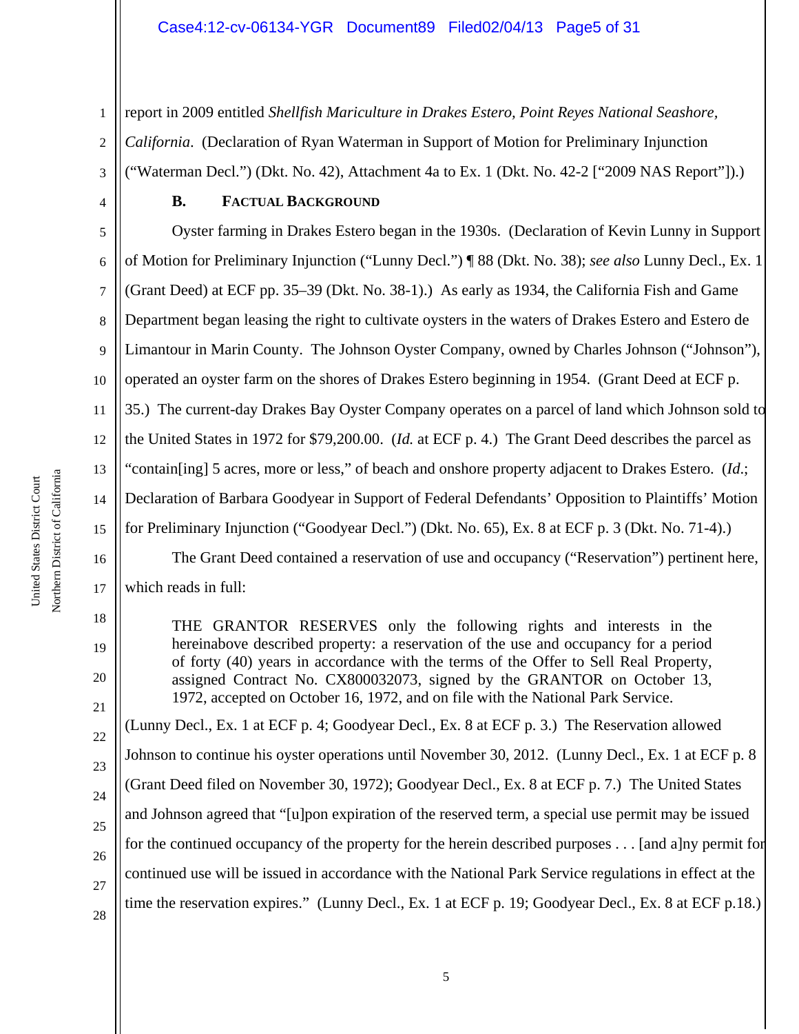report in 2009 entitled *Shellfish Mariculture in Drakes Estero, Point Reyes National Seashore, California*. (Declaration of Ryan Waterman in Support of Motion for Preliminary Injunction ("Waterman Decl.") (Dkt. No. 42), Attachment 4a to Ex. 1 (Dkt. No. 42-2 ["2009 NAS Report"]).)

### B. FACTUAL BACKGROUND

Oyster farming in Drakes Estero began in the 1930s. (Declaration of Kevin Lunny in Support of Motion for Preliminary Injunction ("Lunny Decl.") ¶ 88 (Dkt. No. 38); *see also* Lunny Decl., Ex. 1 (Grant Deed) at ECF pp. 35–39 (Dkt. No. 38-1).) As early as 1934, the California Fish and Game Department began leasing the right to cultivate oysters in the waters of Drakes Estero and Estero de Limantour in Marin County. The Johnson Oyster Company, owned by Charles Johnson ("Johnson"), operated an oyster farm on the shores of Drakes Estero beginning in 1954. (Grant Deed at ECF p. 35.) The current-day Drakes Bay Oyster Company operates on a parcel of land which Johnson sold to the United States in 1972 for $79,200.00. (*Id.* at ECF p. 4.) The Grant Deed describes the parcel as "contain[ing] 5 acres, more or less," of beach and onshore property adjacent to Drakes Estero. (*Id*.; Declaration of Barbara Goodyear in Support of Federal Defendants' Opposition to Plaintiffs' Motion for Preliminary Injunction ("Goodyear Decl.") (Dkt. No. 65), Ex. 8 at ECF p. 3 (Dkt. No. 71-4).)

The Grant Deed contained a reservation of use and occupancy ("Reservation") pertinent here, which reads in full:

> THE GRANTOR RESERVES only the following rights and interests in the hereinabove described property: a reservation of the use and occupancy for a period of forty (40) years in accordance with the terms of the Offer to Sell Real Property, assigned Contract No. CX800032073, signed by the GRANTOR on October 13, 1972, accepted on October 16, 1972, and on file with the National Park Service.

(Lunny Decl., Ex. 1 at ECF p. 4; Goodyear Decl., Ex. 8 at ECF p. 3.) The Reservation allowed Johnson to continue his oyster operations until November 30, 2012. (Lunny Decl., Ex. 1 at ECF p. 8 (Grant Deed filed on November 30, 1972); Goodyear Decl., Ex. 8 at ECF p. 7.) The United States and Johnson agreed that "[u]pon expiration of the reserved term, a special use permit may be issued for the continued occupancy of the property for the herein described purposes . . . [and a]ny permit for continued use will be issued in accordance with the National Park Service regulations in effect at the time the reservation expires." (Lunny Decl., Ex. 1 at ECF p. 19; Goodyear Decl., Ex. 8 at ECF p.18.)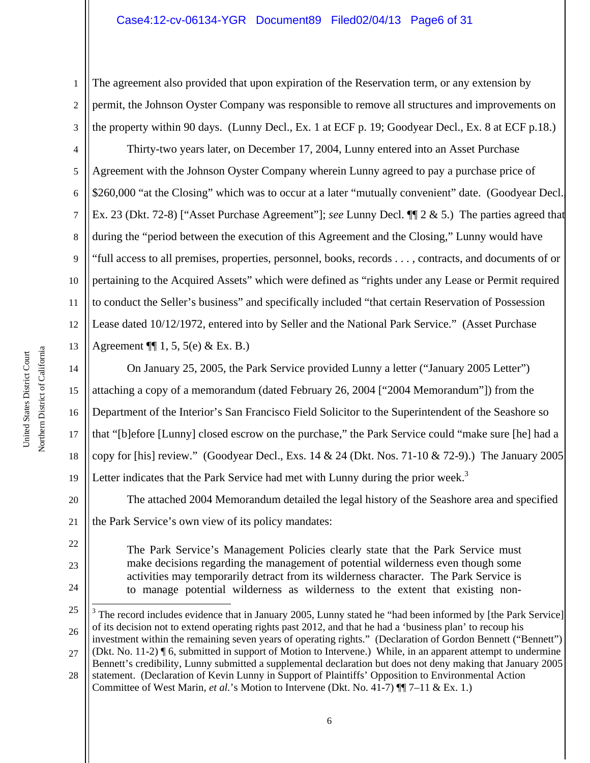The agreement also provided that upon expiration of the Reservation term, or any extension by permit, the Johnson Oyster Company was responsible to remove all structures and improvements on the property within 90 days. (Lunny Decl., Ex. 1 at ECF p. 19; Goodyear Decl., Ex. 8 at ECF p.18.)

Thirty-two years later, on December 17, 2004, Lunny entered into an Asset Purchase Agreement with the Johnson Oyster Company wherein Lunny agreed to pay a purchase price of $260,000 "at the Closing" which was to occur at a later "mutually convenient" date. (Goodyear Decl., Ex. 23 (Dkt. 72-8) ["Asset Purchase Agreement"]; *see* Lunny Decl. ¶¶ 2 & 5.) The parties agreed that during the "period between the execution of this Agreement and the Closing," Lunny would have "full access to all premises, properties, personnel, books, records . . . , contracts, and documents of or pertaining to the Acquired Assets" which were defined as "rights under any Lease or Permit required to conduct the Seller's business" and specifically included "that certain Reservation of Possession Lease dated 10/12/1972, entered into by Seller and the National Park Service." (Asset Purchase Agreement ¶¶ 1, 5, 5(e) & Ex. B.)

On January 25, 2005, the Park Service provided Lunny a letter ("January 2005 Letter") attaching a copy of a memorandum (dated February 26, 2004 ["2004 Memorandum"]) from the Department of the Interior's San Francisco Field Solicitor to the Superintendent of the Seashore so that "[b]efore [Lunny] closed escrow on the purchase," the Park Service could "make sure [he] had a copy for [his] review." (Goodyear Decl., Exs. 14 & 24 (Dkt. Nos. 71-10 & 72-9).) The January 2005 Letter indicates that the Park Service had met with Lunny during the prior week.[3]

The attached 2004 Memorandum detailed the legal history of the Seashore area and specified the Park Service's own view of its policy mandates:

> The Park Service's Management Policies clearly state that the Park Service must make decisions regarding the management of potential wilderness even though some activities may temporarily detract from its wilderness character. The Park Service is to manage potential wilderness as wilderness to the extent that existing non-

---

[3] The record includes evidence that in January 2005, Lunny stated he "had been informed by [the Park Service] of its decision not to extend operating rights past 2012, and that he had a 'business plan' to recoup his investment within the remaining seven years of operating rights." (Declaration of Gordon Bennett ("Bennett") (Dkt. No. 11-2) ¶ 6, submitted in support of Motion to Intervene.) While, in an apparent attempt to undermine Bennett's credibility, Lunny submitted a supplemental declaration but does not deny making that January 2005 statement. (Declaration of Kevin Lunny in Support of Plaintiffs' Opposition to Environmental Action Committee of West Marin, *et al.*'s Motion to Intervene (Dkt. No. 41-7) ¶¶ 7–11 & Ex. 1.)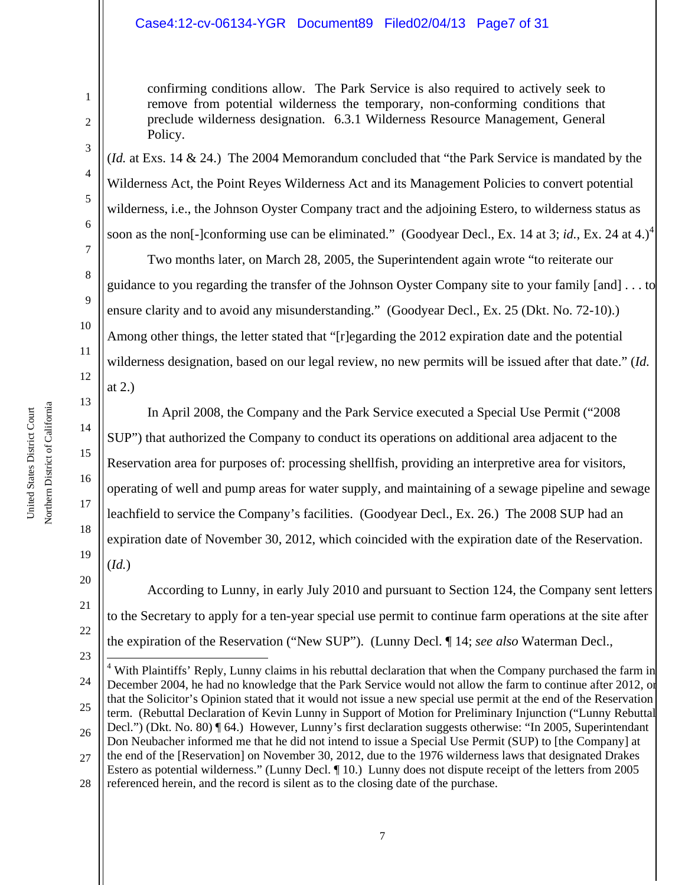> confirming conditions allow. The Park Service is also required to actively seek to remove from potential wilderness the temporary, non-conforming conditions that preclude wilderness designation. 6.3.1 Wilderness Resource Management, General Policy.

(*Id.* at Exs. 14 & 24.) The 2004 Memorandum concluded that "the Park Service is mandated by the Wilderness Act, the Point Reyes Wilderness Act and its Management Policies to convert potential wilderness, i.e., the Johnson Oyster Company tract and the adjoining Estero, to wilderness status as soon as the non[-]conforming use can be eliminated." (Goodyear Decl., Ex. 14 at 3; *id.*, Ex. 24 at 4.)[4]

Two months later, on March 28, 2005, the Superintendent again wrote "to reiterate our guidance to you regarding the transfer of the Johnson Oyster Company site to your family [and] . . . to ensure clarity and to avoid any misunderstanding." (Goodyear Decl., Ex. 25 (Dkt. No. 72-10).) Among other things, the letter stated that "[r]egarding the 2012 expiration date and the potential wilderness designation, based on our legal review, no new permits will be issued after that date." (*Id.* at 2.)

In April 2008, the Company and the Park Service executed a Special Use Permit ("2008 SUP") that authorized the Company to conduct its operations on additional area adjacent to the Reservation area for purposes of: processing shellfish, providing an interpretive area for visitors, operating of well and pump areas for water supply, and maintaining of a sewage pipeline and sewage leachfield to service the Company's facilities. (Goodyear Decl., Ex. 26.) The 2008 SUP had an expiration date of November 30, 2012, which coincided with the expiration date of the Reservation. (*Id.*)

According to Lunny, in early July 2010 and pursuant to Section 124, the Company sent letters to the Secretary to apply for a ten-year special use permit to continue farm operations at the site after the expiration of the Reservation ("New SUP"). (Lunny Decl. ¶ 14; *see also* Waterman Decl.,

---

[4] With Plaintiffs' Reply, Lunny claims in his rebuttal declaration that when the Company purchased the farm in December 2004, he had no knowledge that the Park Service would not allow the farm to continue after 2012, or that the Solicitor's Opinion stated that it would not issue a new special use permit at the end of the Reservation term. (Rebuttal Declaration of Kevin Lunny in Support of Motion for Preliminary Injunction ("Lunny Rebuttal Decl.") (Dkt. No. 80) ¶ 64.) However, Lunny's first declaration suggests otherwise: "In 2005, Superintendant Don Neubacher informed me that he did not intend to issue a Special Use Permit (SUP) to [the Company] at the end of the [Reservation] on November 30, 2012, due to the 1976 wilderness laws that designated Drakes Estero as potential wilderness." (Lunny Decl. ¶ 10.) Lunny does not dispute receipt of the letters from 2005 referenced herein, and the record is silent as to the closing date of the purchase.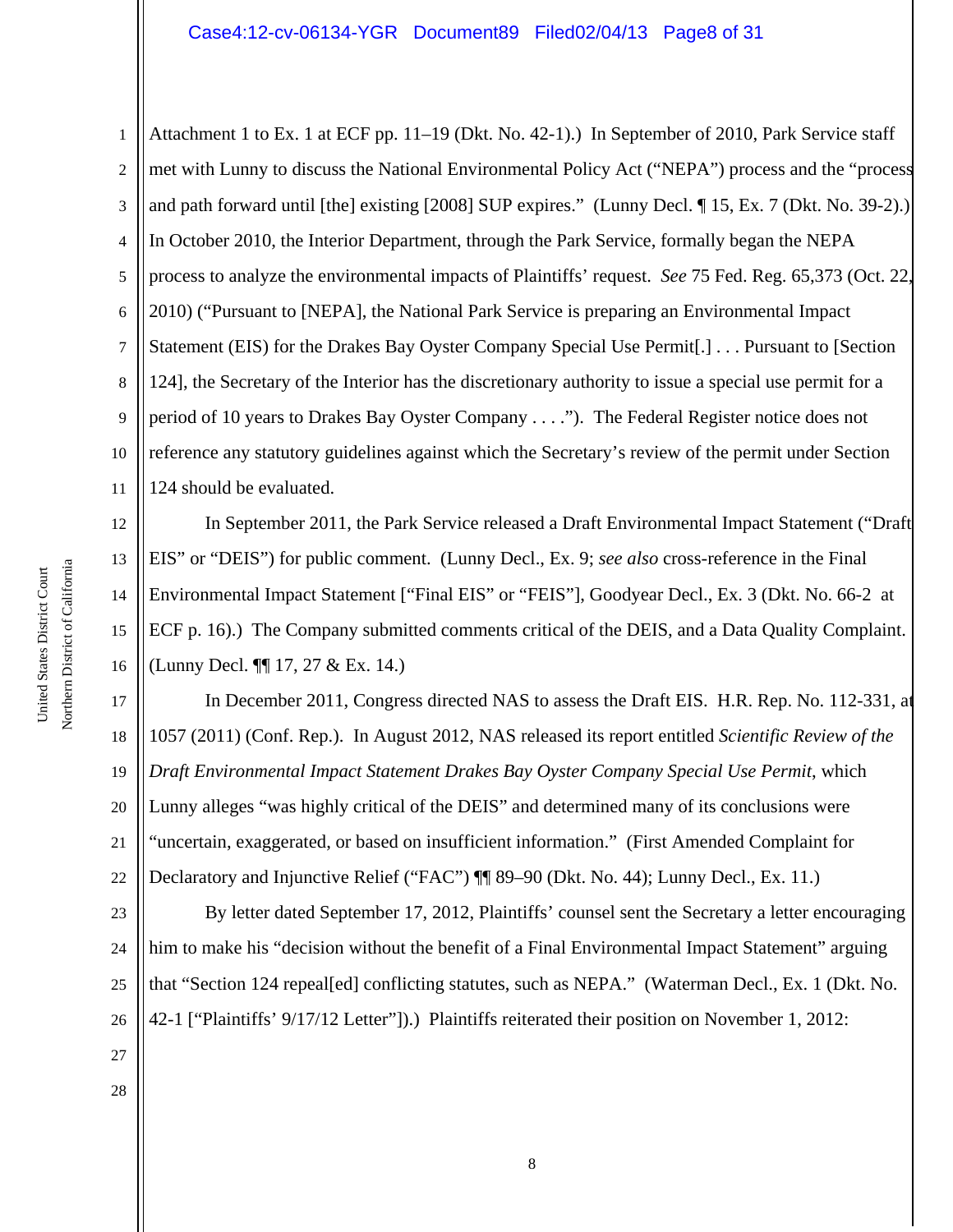Attachment 1 to Ex. 1 at ECF pp. 11–19 (Dkt. No. 42-1).) In September of 2010, Park Service staff met with Lunny to discuss the National Environmental Policy Act ("NEPA") process and the "process and path forward until [the] existing [2008] SUP expires." (Lunny Decl. ¶ 15, Ex. 7 (Dkt. No. 39-2).) In October 2010, the Interior Department, through the Park Service, formally began the NEPA process to analyze the environmental impacts of Plaintiffs' request. *See* 75 Fed. Reg. 65,373 (Oct. 22, 2010) ("Pursuant to [NEPA], the National Park Service is preparing an Environmental Impact Statement (EIS) for the Drakes Bay Oyster Company Special Use Permit[.] . . . Pursuant to [Section 124], the Secretary of the Interior has the discretionary authority to issue a special use permit for a period of 10 years to Drakes Bay Oyster Company . . . ."). The Federal Register notice does not reference any statutory guidelines against which the Secretary's review of the permit under Section 124 should be evaluated.

In September 2011, the Park Service released a Draft Environmental Impact Statement ("Draft EIS" or "DEIS") for public comment. (Lunny Decl., Ex. 9; *see also* cross-reference in the Final Environmental Impact Statement ["Final EIS" or "FEIS"], Goodyear Decl., Ex. 3 (Dkt. No. 66-2 at ECF p. 16).) The Company submitted comments critical of the DEIS, and a Data Quality Complaint. (Lunny Decl. ¶¶ 17, 27 & Ex. 14.)

In December 2011, Congress directed NAS to assess the Draft EIS. H.R. Rep. No. 112-331, at 1057 (2011) (Conf. Rep.). In August 2012, NAS released its report entitled *Scientific Review of the Draft Environmental Impact Statement Drakes Bay Oyster Company Special Use Permit*, which Lunny alleges "was highly critical of the DEIS" and determined many of its conclusions were "uncertain, exaggerated, or based on insufficient information." (First Amended Complaint for Declaratory and Injunctive Relief ("FAC") ¶¶ 89–90 (Dkt. No. 44); Lunny Decl., Ex. 11.)

By letter dated September 17, 2012, Plaintiffs' counsel sent the Secretary a letter encouraging him to make his "decision without the benefit of a Final Environmental Impact Statement" arguing that "Section 124 repeal[ed] conflicting statutes, such as NEPA." (Waterman Decl., Ex. 1 (Dkt. No. 42-1 ["Plaintiffs' 9/17/12 Letter"]).) Plaintiffs reiterated their position on November 1, 2012: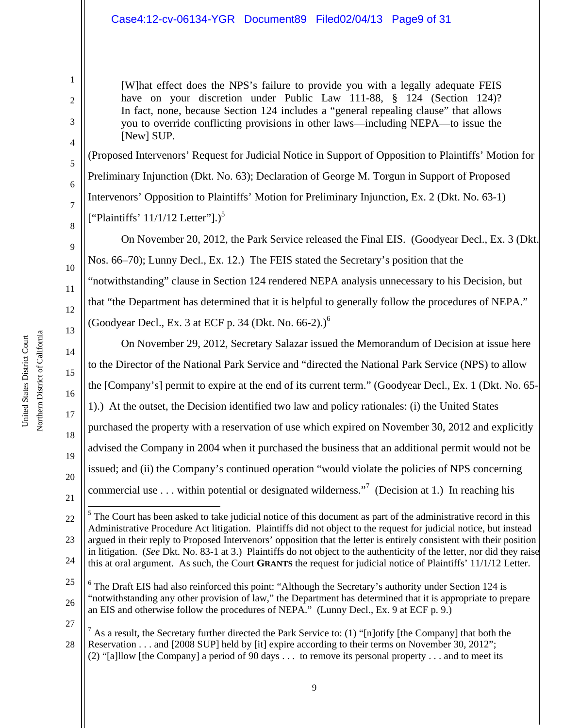> [W]hat effect does the NPS's failure to provide you with a legally adequate FEIS have on your discretion under Public Law 111-88, § 124 (Section 124)? In fact, none, because Section 124 includes a "general repealing clause" that allows you to override conflicting provisions in other laws—including NEPA—to issue the [New] SUP.

(Proposed Intervenors' Request for Judicial Notice in Support of Opposition to Plaintiffs' Motion for Preliminary Injunction (Dkt. No. 63); Declaration of George M. Torgun in Support of Proposed Intervenors' Opposition to Plaintiffs' Motion for Preliminary Injunction, Ex. 2 (Dkt. No. 63-1) ["Plaintiffs' 11/1/12 Letter"].)[5]

On November 20, 2012, the Park Service released the Final EIS. (Goodyear Decl., Ex. 3 (Dkt. Nos. 66–70); Lunny Decl., Ex. 12.) The FEIS stated the Secretary's position that the "notwithstanding" clause in Section 124 rendered NEPA analysis unnecessary to his Decision, but that "the Department has determined that it is helpful to generally follow the procedures of NEPA." (Goodyear Decl., Ex. 3 at ECF p. 34 (Dkt. No. 66-2).)[6]

On November 29, 2012, Secretary Salazar issued the Memorandum of Decision at issue here to the Director of the National Park Service and "directed the National Park Service (NPS) to allow the [Company's] permit to expire at the end of its current term." (Goodyear Decl., Ex. 1 (Dkt. No. 65-1).) At the outset, the Decision identified two law and policy rationales: (i) the United States purchased the property with a reservation of use which expired on November 30, 2012 and explicitly advised the Company in 2004 when it purchased the business that an additional permit would not be issued; and (ii) the Company's continued operation "would violate the policies of NPS concerning commercial use . . . within potential or designated wilderness."[7] (Decision at 1.) In reaching his

---

[5] The Court has been asked to take judicial notice of this document as part of the administrative record in this Administrative Procedure Act litigation. Plaintiffs did not object to the request for judicial notice, but instead argued in their reply to Proposed Intervenors' opposition that the letter is entirely consistent with their position in litigation. (*See* Dkt. No. 83-1 at 3.) Plaintiffs do not object to the authenticity of the letter, nor did they raise this at oral argument. As such, the Court **GRANTS** the request for judicial notice of Plaintiffs' 11/1/12 Letter.

[6] The Draft EIS had also reinforced this point: "Although the Secretary's authority under Section 124 is "notwithstanding any other provision of law," the Department has determined that it is appropriate to prepare an EIS and otherwise follow the procedures of NEPA." (Lunny Decl., Ex. 9 at ECF p. 9.)

[7] As a result, the Secretary further directed the Park Service to: (1) "[n]otify [the Company] that both the Reservation . . . and [2008 SUP] held by [it] expire according to their terms on November 30, 2012"; (2) "[a]llow [the Company] a period of 90 days . . . to remove its personal property . . . and to meet its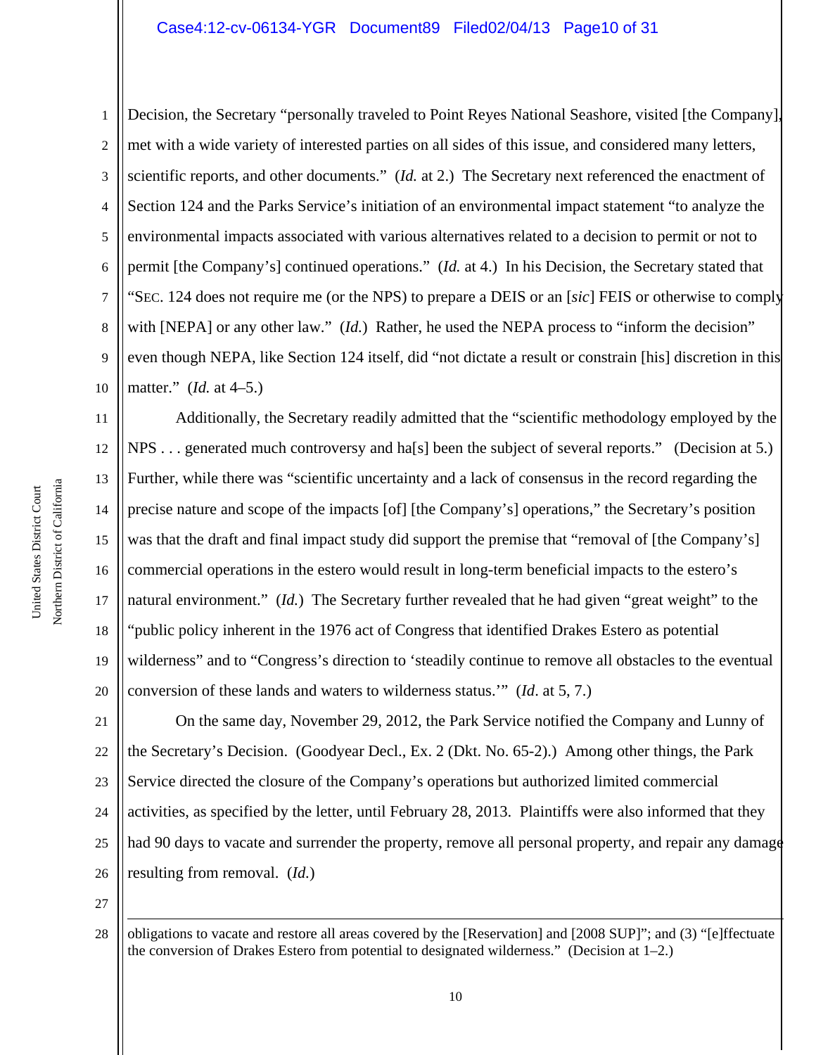Decision, the Secretary "personally traveled to Point Reyes National Seashore, visited [the Company], met with a wide variety of interested parties on all sides of this issue, and considered many letters, scientific reports, and other documents." (*Id.* at 2.) The Secretary next referenced the enactment of Section 124 and the Parks Service's initiation of an environmental impact statement "to analyze the environmental impacts associated with various alternatives related to a decision to permit or not to permit [the Company's] continued operations." (*Id.* at 4.) In his Decision, the Secretary stated that "SEC. 124 does not require me (or the NPS) to prepare a DEIS or an [*sic*] FEIS or otherwise to comply with [NEPA] or any other law." (*Id.*) Rather, he used the NEPA process to "inform the decision" even though NEPA, like Section 124 itself, did "not dictate a result or constrain [his] discretion in this matter." (*Id.* at 4–5.)

Additionally, the Secretary readily admitted that the "scientific methodology employed by the NPS . . . generated much controversy and ha[s] been the subject of several reports." (Decision at 5.) Further, while there was "scientific uncertainty and a lack of consensus in the record regarding the precise nature and scope of the impacts [of] [the Company's] operations," the Secretary's position was that the draft and final impact study did support the premise that "removal of [the Company's] commercial operations in the estero would result in long-term beneficial impacts to the estero's natural environment." (*Id.*) The Secretary further revealed that he had given "great weight" to the "public policy inherent in the 1976 act of Congress that identified Drakes Estero as potential wilderness" and to "Congress's direction to 'steadily continue to remove all obstacles to the eventual conversion of these lands and waters to wilderness status.'" (*Id*. at 5, 7.)

On the same day, November 29, 2012, the Park Service notified the Company and Lunny of the Secretary's Decision. (Goodyear Decl., Ex. 2 (Dkt. No. 65-2).) Among other things, the Park Service directed the closure of the Company's operations but authorized limited commercial activities, as specified by the letter, until February 28, 2013. Plaintiffs were also informed that they had 90 days to vacate and surrender the property, remove all personal property, and repair any damage resulting from removal. (*Id.*)

---

obligations to vacate and restore all areas covered by the [Reservation] and [2008 SUP]"; and (3) "[e]ffectuate the conversion of Drakes Estero from potential to designated wilderness." (Decision at 1–2.)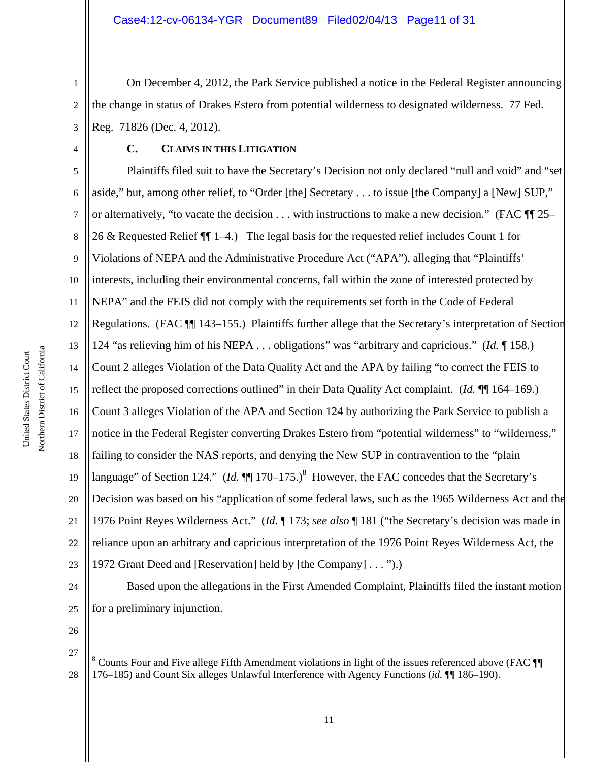On December 4, 2012, the Park Service published a notice in the Federal Register announcing the change in status of Drakes Estero from potential wilderness to designated wilderness. 77 Fed. Reg. 71826 (Dec. 4, 2012).

### C. CLAIMS IN THIS LITIGATION

Plaintiffs filed suit to have the Secretary's Decision not only declared "null and void" and "set aside," but, among other relief, to "Order [the] Secretary . . . to issue [the Company] a [New] SUP," or alternatively, "to vacate the decision . . . with instructions to make a new decision." (FAC ¶¶ 25–26 & Requested Relief ¶¶ 1–4.) The legal basis for the requested relief includes Count 1 for Violations of NEPA and the Administrative Procedure Act ("APA"), alleging that "Plaintiffs' interests, including their environmental concerns, fall within the zone of interested protected by NEPA" and the FEIS did not comply with the requirements set forth in the Code of Federal Regulations. (FAC ¶¶ 143–155.) Plaintiffs further allege that the Secretary's interpretation of Section 124 "as relieving him of his NEPA . . . obligations" was "arbitrary and capricious." (*Id.* ¶ 158.) Count 2 alleges Violation of the Data Quality Act and the APA by failing "to correct the FEIS to reflect the proposed corrections outlined" in their Data Quality Act complaint. (*Id.* ¶¶ 164–169.) Count 3 alleges Violation of the APA and Section 124 by authorizing the Park Service to publish a notice in the Federal Register converting Drakes Estero from "potential wilderness" to "wilderness," failing to consider the NAS reports, and denying the New SUP in contravention to the "plain language" of Section 124." (*Id.* ¶¶ 170–175.)[8] However, the FAC concedes that the Secretary's Decision was based on his "application of some federal laws, such as the 1965 Wilderness Act and the 1976 Point Reyes Wilderness Act." (*Id.* ¶ 173; *see also* ¶ 181 ("the Secretary's decision was made in reliance upon an arbitrary and capricious interpretation of the 1976 Point Reyes Wilderness Act, the 1972 Grant Deed and [Reservation] held by [the Company] . . . ").)

Based upon the allegations in the First Amended Complaint, Plaintiffs filed the instant motion for a preliminary injunction.

---

[8] Counts Four and Five allege Fifth Amendment violations in light of the issues referenced above (FAC ¶¶ 176–185) and Count Six alleges Unlawful Interference with Agency Functions (*id.* ¶¶ 186–190).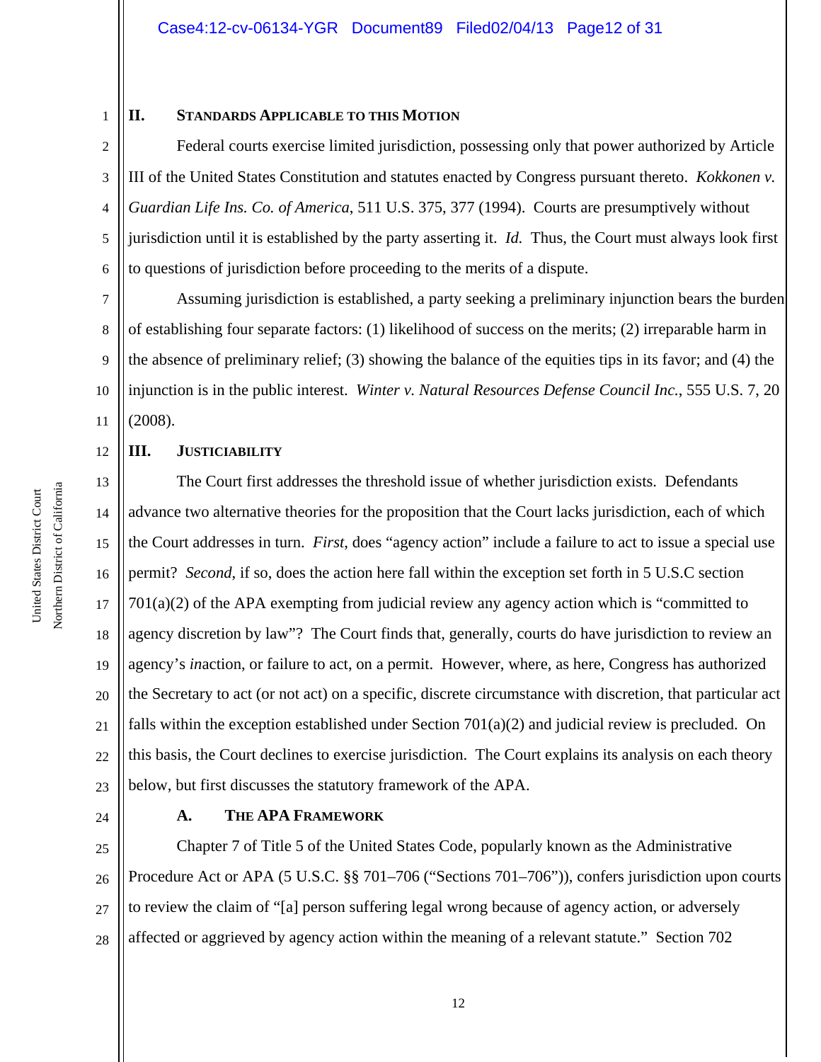## II. Standards Applicable to this Motion

Federal courts exercise limited jurisdiction, possessing only that power authorized by Article III of the United States Constitution and statutes enacted by Congress pursuant thereto. *Kokkonen v. Guardian Life Ins. Co. of America*, 511 U.S. 375, 377 (1994). Courts are presumptively without jurisdiction until it is established by the party asserting it. *Id.* Thus, the Court must always look first to questions of jurisdiction before proceeding to the merits of a dispute.

Assuming jurisdiction is established, a party seeking a preliminary injunction bears the burden of establishing four separate factors: (1) likelihood of success on the merits; (2) irreparable harm in the absence of preliminary relief; (3) showing the balance of the equities tips in its favor; and (4) the injunction is in the public interest. *Winter v. Natural Resources Defense Council Inc.*, 555 U.S. 7, 20 (2008).

## III. Justiciability

The Court first addresses the threshold issue of whether jurisdiction exists. Defendants advance two alternative theories for the proposition that the Court lacks jurisdiction, each of which the Court addresses in turn. *First*, does "agency action" include a failure to act to issue a special use permit? *Second*, if so, does the action here fall within the exception set forth in 5 U.S.C section 701(a)(2) of the APA exempting from judicial review any agency action which is "committed to agency discretion by law"? The Court finds that, generally, courts do have jurisdiction to review an agency's *in*action, or failure to act, on a permit. However, where, as here, Congress has authorized the Secretary to act (or not act) on a specific, discrete circumstance with discretion, that particular act falls within the exception established under Section 701(a)(2) and judicial review is precluded. On this basis, the Court declines to exercise jurisdiction. The Court explains its analysis on each theory below, but first discusses the statutory framework of the APA.

### A. The APA Framework

Chapter 7 of Title 5 of the United States Code, popularly known as the Administrative Procedure Act or APA (5 U.S.C. §§ 701–706 ("Sections 701–706")), confers jurisdiction upon courts to review the claim of "[a] person suffering legal wrong because of agency action, or adversely affected or aggrieved by agency action within the meaning of a relevant statute." Section 702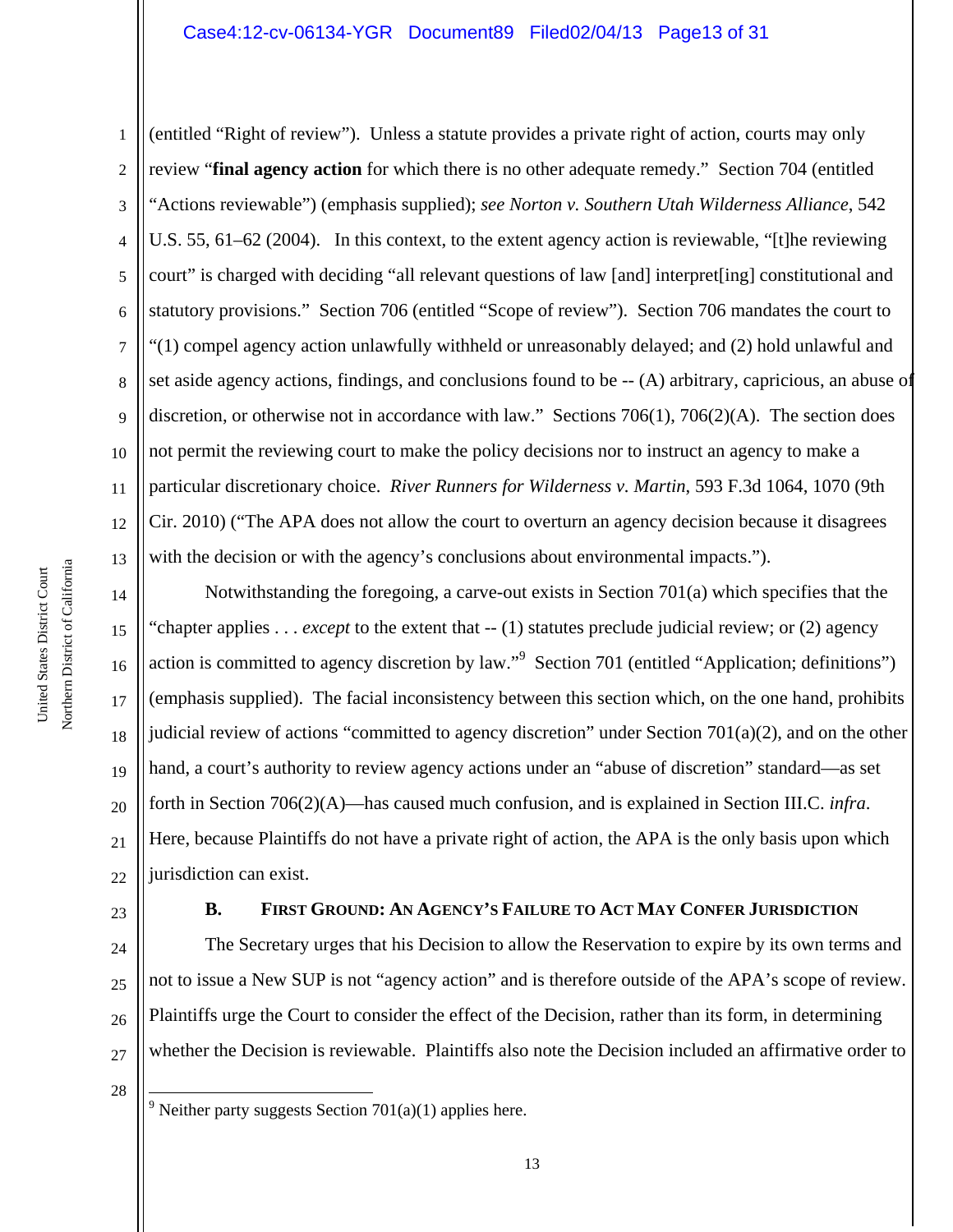(entitled "Right of review"). Unless a statute provides a private right of action, courts may only review "**final agency action** for which there is no other adequate remedy." Section 704 (entitled "Actions reviewable") (emphasis supplied); *see Norton v. Southern Utah Wilderness Alliance*, 542 U.S. 55, 61–62 (2004). In this context, to the extent agency action is reviewable, "[t]he reviewing court" is charged with deciding "all relevant questions of law [and] interpret[ing] constitutional and statutory provisions." Section 706 (entitled "Scope of review"). Section 706 mandates the court to "(1) compel agency action unlawfully withheld or unreasonably delayed; and (2) hold unlawful and set aside agency actions, findings, and conclusions found to be -- (A) arbitrary, capricious, an abuse of discretion, or otherwise not in accordance with law." Sections 706(1), 706(2)(A). The section does not permit the reviewing court to make the policy decisions nor to instruct an agency to make a particular discretionary choice. *River Runners for Wilderness v. Martin*, 593 F.3d 1064, 1070 (9th Cir. 2010) ("The APA does not allow the court to overturn an agency decision because it disagrees with the decision or with the agency's conclusions about environmental impacts.").

Notwithstanding the foregoing, a carve-out exists in Section 701(a) which specifies that the "chapter applies . . . *except* to the extent that -- (1) statutes preclude judicial review; or (2) agency action is committed to agency discretion by law."[9] Section 701 (entitled "Application; definitions") (emphasis supplied). The facial inconsistency between this section which, on the one hand, prohibits judicial review of actions "committed to agency discretion" under Section 701(a)(2), and on the other hand, a court's authority to review agency actions under an "abuse of discretion" standard—as set forth in Section 706(2)(A)—has caused much confusion, and is explained in Section III.C. *infra*. Here, because Plaintiffs do not have a private right of action, the APA is the only basis upon which jurisdiction can exist.

### B. FIRST GROUND: AN AGENCY'S FAILURE TO ACT MAY CONFER JURISDICTION

The Secretary urges that his Decision to allow the Reservation to expire by its own terms and not to issue a New SUP is not "agency action" and is therefore outside of the APA's scope of review. Plaintiffs urge the Court to consider the effect of the Decision, rather than its form, in determining whether the Decision is reviewable. Plaintiffs also note the Decision included an affirmative order to

---

[9] Neither party suggests Section 701(a)(1) applies here.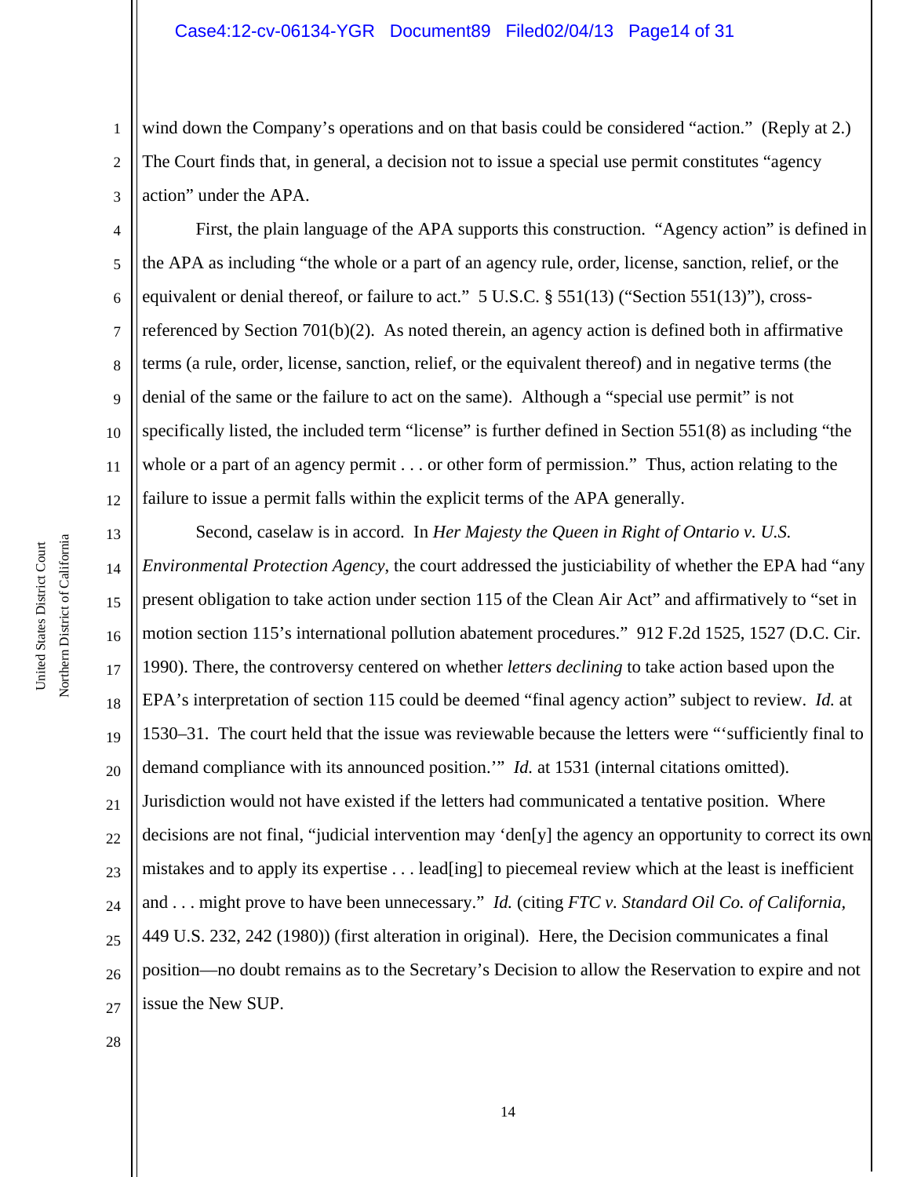wind down the Company's operations and on that basis could be considered "action." (Reply at 2.) The Court finds that, in general, a decision not to issue a special use permit constitutes "agency action" under the APA.

First, the plain language of the APA supports this construction. "Agency action" is defined in the APA as including "the whole or a part of an agency rule, order, license, sanction, relief, or the equivalent or denial thereof, or failure to act." 5 U.S.C. § 551(13) ("Section 551(13)"), cross-referenced by Section 701(b)(2). As noted therein, an agency action is defined both in affirmative terms (a rule, order, license, sanction, relief, or the equivalent thereof) and in negative terms (the denial of the same or the failure to act on the same). Although a "special use permit" is not specifically listed, the included term "license" is further defined in Section 551(8) as including "the whole or a part of an agency permit . . . or other form of permission." Thus, action relating to the failure to issue a permit falls within the explicit terms of the APA generally.

Second, caselaw is in accord. In *Her Majesty the Queen in Right of Ontario v. U.S. Environmental Protection Agency*, the court addressed the justiciability of whether the EPA had "any present obligation to take action under section 115 of the Clean Air Act" and affirmatively to "set in motion section 115's international pollution abatement procedures." 912 F.2d 1525, 1527 (D.C. Cir. 1990). There, the controversy centered on whether *letters declining* to take action based upon the EPA's interpretation of section 115 could be deemed "final agency action" subject to review. *Id.* at 1530–31. The court held that the issue was reviewable because the letters were "'sufficiently final to demand compliance with its announced position.'" *Id.* at 1531 (internal citations omitted). Jurisdiction would not have existed if the letters had communicated a tentative position. Where decisions are not final, "judicial intervention may 'den[y] the agency an opportunity to correct its own mistakes and to apply its expertise . . . lead[ing] to piecemeal review which at the least is inefficient and . . . might prove to have been unnecessary." *Id.* (citing *FTC v. Standard Oil Co. of California,* 449 U.S. 232, 242 (1980)) (first alteration in original). Here, the Decision communicates a final position—no doubt remains as to the Secretary's Decision to allow the Reservation to expire and not issue the New SUP.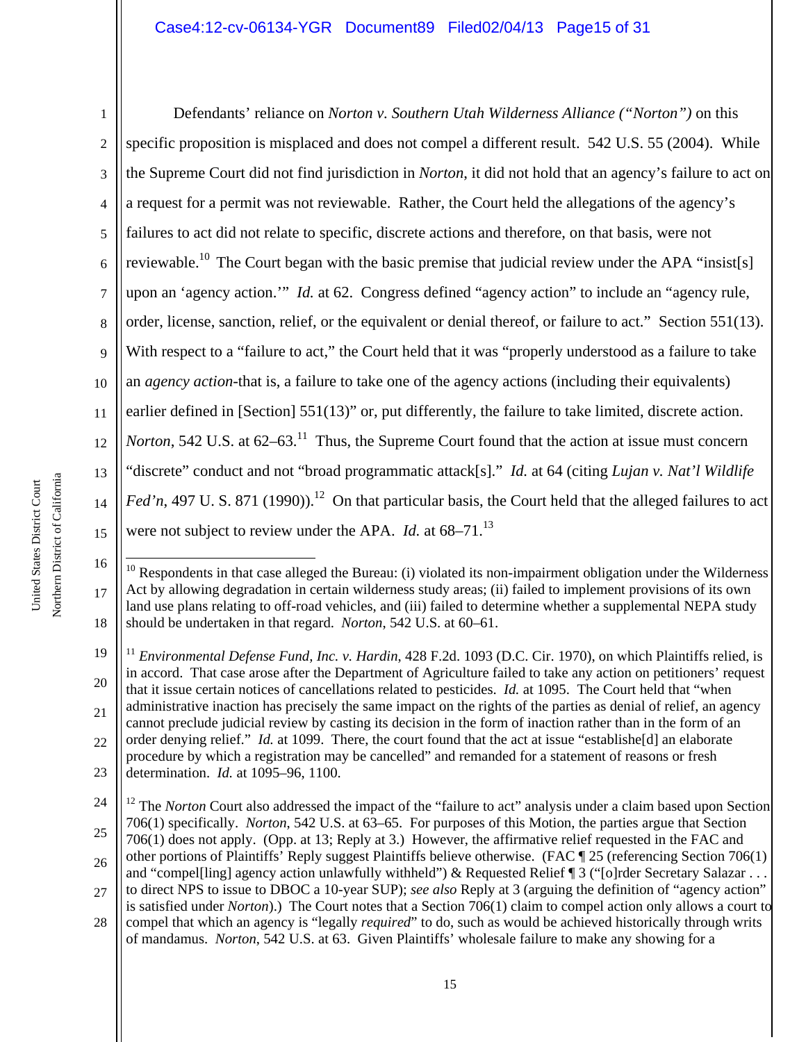Defendants' reliance on *Norton v. Southern Utah Wilderness Alliance ("Norton")* on this specific proposition is misplaced and does not compel a different result. 542 U.S. 55 (2004). While the Supreme Court did not find jurisdiction in *Norton*, it did not hold that an agency's failure to act on a request for a permit was not reviewable. Rather, the Court held the allegations of the agency's failures to act did not relate to specific, discrete actions and therefore, on that basis, were not reviewable.[10] The Court began with the basic premise that judicial review under the APA "insist[s] upon an 'agency action.'" *Id.* at 62. Congress defined "agency action" to include an "agency rule, order, license, sanction, relief, or the equivalent or denial thereof, or failure to act." Section 551(13). With respect to a "failure to act," the Court held that it was "properly understood as a failure to take an *agency action*-that is, a failure to take one of the agency actions (including their equivalents) earlier defined in [Section] 551(13)" or, put differently, the failure to take limited, discrete action. *Norton*, 542 U.S. at 62–63.[11] Thus, the Supreme Court found that the action at issue must concern "discrete" conduct and not "broad programmatic attack[s]." *Id.* at 64 (citing *Lujan v. Nat'l Wildlife Fed'n*, 497 U. S. 871 (1990)).[12] On that particular basis, the Court held that the alleged failures to act were not subject to review under the APA. *Id.* at 68–71.[13]

---

[10] Respondents in that case alleged the Bureau: (i) violated its non-impairment obligation under the Wilderness Act by allowing degradation in certain wilderness study areas; (ii) failed to implement provisions of its own land use plans relating to off-road vehicles, and (iii) failed to determine whether a supplemental NEPA study should be undertaken in that regard. *Norton*, 542 U.S. at 60–61.

[11] *Environmental Defense Fund, Inc. v. Hardin*, 428 F.2d. 1093 (D.C. Cir. 1970), on which Plaintiffs relied, is in accord. That case arose after the Department of Agriculture failed to take any action on petitioners' request that it issue certain notices of cancellations related to pesticides. *Id.* at 1095. The Court held that "when administrative inaction has precisely the same impact on the rights of the parties as denial of relief, an agency cannot preclude judicial review by casting its decision in the form of inaction rather than in the form of an order denying relief." *Id.* at 1099. There, the court found that the act at issue "establishe[d] an elaborate procedure by which a registration may be cancelled" and remanded for a statement of reasons or fresh determination. *Id.* at 1095–96, 1100.

[12] The *Norton* Court also addressed the impact of the "failure to act" analysis under a claim based upon Section 706(1) specifically. *Norton*, 542 U.S. at 63–65. For purposes of this Motion, the parties argue that Section 706(1) does not apply. (Opp. at 13; Reply at 3.) However, the affirmative relief requested in the FAC and other portions of Plaintiffs' Reply suggest Plaintiffs believe otherwise. (FAC ¶ 25 (referencing Section 706(1) and "compel[ling] agency action unlawfully withheld") & Requested Relief ¶ 3 ("[o]rder Secretary Salazar . . . to direct NPS to issue to DBOC a 10-year SUP); *see also* Reply at 3 (arguing the definition of "agency action" is satisfied under *Norton*).) The Court notes that a Section 706(1) claim to compel action only allows a court to compel that which an agency is "legally *required*" to do, such as would be achieved historically through writs of mandamus. *Norton*, 542 U.S. at 63. Given Plaintiffs' wholesale failure to make any showing for a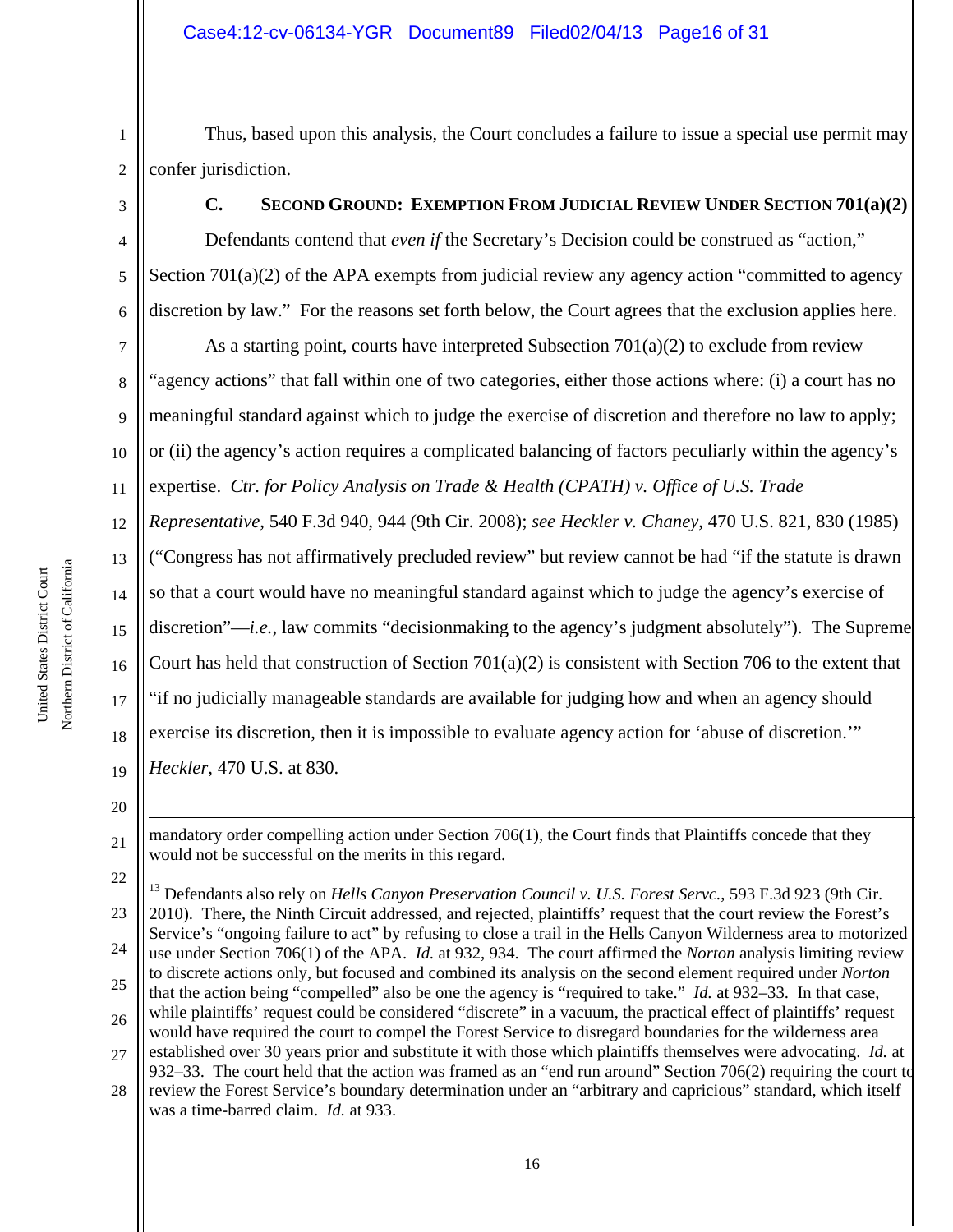Thus, based upon this analysis, the Court concludes a failure to issue a special use permit may confer jurisdiction.

### C. SECOND GROUND: EXEMPTION FROM JUDICIAL REVIEW UNDER SECTION 701(a)(2)

Defendants contend that *even if* the Secretary's Decision could be construed as "action," Section 701(a)(2) of the APA exempts from judicial review any agency action "committed to agency discretion by law." For the reasons set forth below, the Court agrees that the exclusion applies here.

As a starting point, courts have interpreted Subsection 701(a)(2) to exclude from review "agency actions" that fall within one of two categories, either those actions where: (i) a court has no meaningful standard against which to judge the exercise of discretion and therefore no law to apply; or (ii) the agency's action requires a complicated balancing of factors peculiarly within the agency's expertise. *Ctr. for Policy Analysis on Trade & Health (CPATH) v. Office of U.S. Trade Representative*, 540 F.3d 940, 944 (9th Cir. 2008); *see Heckler v. Chaney*, 470 U.S. 821, 830 (1985) ("Congress has not affirmatively precluded review" but review cannot be had "if the statute is drawn so that a court would have no meaningful standard against which to judge the agency's exercise of discretion"—*i.e.*, law commits "decisionmaking to the agency's judgment absolutely"). The Supreme Court has held that construction of Section 701(a)(2) is consistent with Section 706 to the extent that "if no judicially manageable standards are available for judging how and when an agency should exercise its discretion, then it is impossible to evaluate agency action for 'abuse of discretion.'" *Heckler*, 470 U.S. at 830.

---

mandatory order compelling action under Section 706(1), the Court finds that Plaintiffs concede that they would not be successful on the merits in this regard.

[13] Defendants also rely on *Hells Canyon Preservation Council v. U.S. Forest Servc.*, 593 F.3d 923 (9th Cir. 2010). There, the Ninth Circuit addressed, and rejected, plaintiffs' request that the court review the Forest's Service's "ongoing failure to act" by refusing to close a trail in the Hells Canyon Wilderness area to motorized use under Section 706(1) of the APA. *Id.* at 932, 934. The court affirmed the *Norton* analysis limiting review to discrete actions only, but focused and combined its analysis on the second element required under *Norton* that the action being "compelled" also be one the agency is "required to take." *Id.* at 932–33. In that case, while plaintiffs' request could be considered "discrete" in a vacuum, the practical effect of plaintiffs' request would have required the court to compel the Forest Service to disregard boundaries for the wilderness area established over 30 years prior and substitute it with those which plaintiffs themselves were advocating. *Id.* at 932–33. The court held that the action was framed as an "end run around" Section 706(2) requiring the court to review the Forest Service's boundary determination under an "arbitrary and capricious" standard, which itself was a time-barred claim. *Id.* at 933.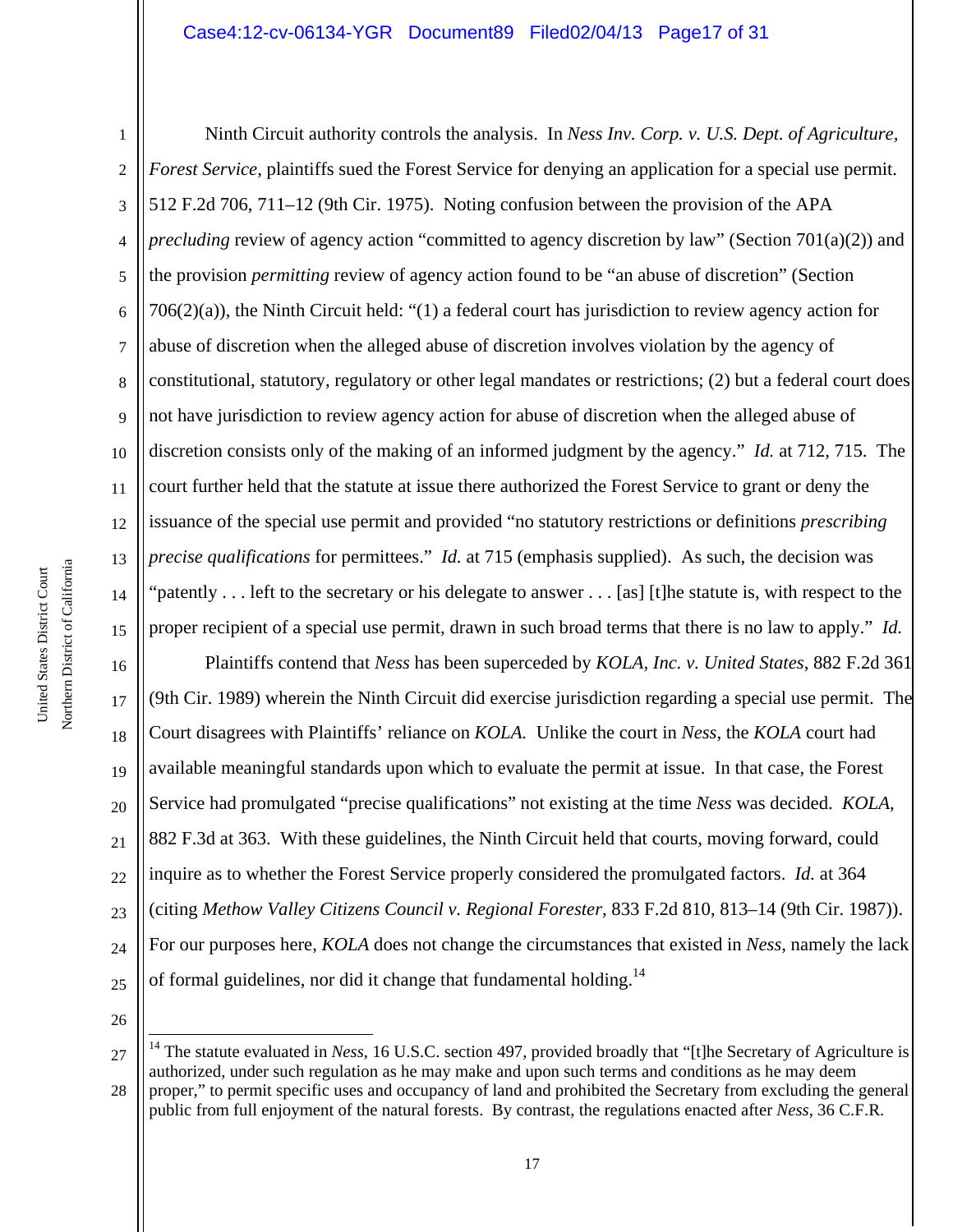Ninth Circuit authority controls the analysis. In *Ness Inv. Corp. v. U.S. Dept. of Agriculture, Forest Service*, plaintiffs sued the Forest Service for denying an application for a special use permit. 512 F.2d 706, 711–12 (9th Cir. 1975). Noting confusion between the provision of the APA *precluding* review of agency action "committed to agency discretion by law" (Section 701(a)(2)) and the provision *permitting* review of agency action found to be "an abuse of discretion" (Section 706(2)(a)), the Ninth Circuit held: "(1) a federal court has jurisdiction to review agency action for abuse of discretion when the alleged abuse of discretion involves violation by the agency of constitutional, statutory, regulatory or other legal mandates or restrictions; (2) but a federal court does not have jurisdiction to review agency action for abuse of discretion when the alleged abuse of discretion consists only of the making of an informed judgment by the agency." *Id.* at 712, 715. The court further held that the statute at issue there authorized the Forest Service to grant or deny the issuance of the special use permit and provided "no statutory restrictions or definitions *prescribing precise qualifications* for permittees." *Id.* at 715 (emphasis supplied). As such, the decision was "patently . . . left to the secretary or his delegate to answer . . . [as] [t]he statute is, with respect to the proper recipient of a special use permit, drawn in such broad terms that there is no law to apply." *Id.*

Plaintiffs contend that *Ness* has been superceded by *KOLA, Inc. v. United States*, 882 F.2d 361 (9th Cir. 1989) wherein the Ninth Circuit did exercise jurisdiction regarding a special use permit. The Court disagrees with Plaintiffs' reliance on *KOLA.* Unlike the court in *Ness*, the *KOLA* court had available meaningful standards upon which to evaluate the permit at issue. In that case, the Forest Service had promulgated "precise qualifications" not existing at the time *Ness* was decided. *KOLA*, 882 F.3d at 363. With these guidelines, the Ninth Circuit held that courts, moving forward, could inquire as to whether the Forest Service properly considered the promulgated factors. *Id.* at 364 (citing *Methow Valley Citizens Council v. Regional Forester*, 833 F.2d 810, 813–14 (9th Cir. 1987)). For our purposes here, *KOLA* does not change the circumstances that existed in *Ness*, namely the lack of formal guidelines, nor did it change that fundamental holding.[14]

---

[14] The statute evaluated in *Ness*, 16 U.S.C. section 497, provided broadly that "[t]he Secretary of Agriculture is authorized, under such regulation as he may make and upon such terms and conditions as he may deem proper," to permit specific uses and occupancy of land and prohibited the Secretary from excluding the general public from full enjoyment of the natural forests. By contrast, the regulations enacted after *Ness*, 36 C.F.R.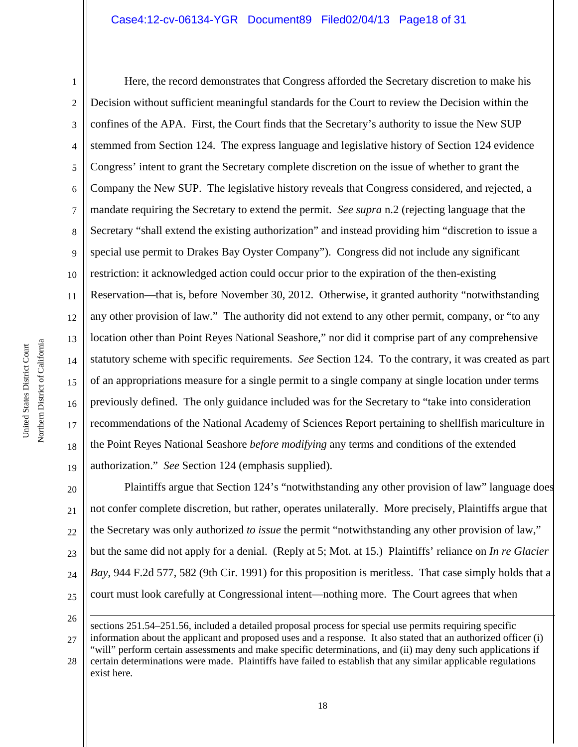Here, the record demonstrates that Congress afforded the Secretary discretion to make his Decision without sufficient meaningful standards for the Court to review the Decision within the confines of the APA. First, the Court finds that the Secretary's authority to issue the New SUP stemmed from Section 124. The express language and legislative history of Section 124 evidence Congress' intent to grant the Secretary complete discretion on the issue of whether to grant the Company the New SUP. The legislative history reveals that Congress considered, and rejected, a mandate requiring the Secretary to extend the permit. *See supra* n.2 (rejecting language that the Secretary "shall extend the existing authorization" and instead providing him "discretion to issue a special use permit to Drakes Bay Oyster Company"). Congress did not include any significant restriction: it acknowledged action could occur prior to the expiration of the then-existing Reservation—that is, before November 30, 2012. Otherwise, it granted authority "notwithstanding any other provision of law." The authority did not extend to any other permit, company, or "to any location other than Point Reyes National Seashore," nor did it comprise part of any comprehensive statutory scheme with specific requirements. *See* Section 124. To the contrary, it was created as part of an appropriations measure for a single permit to a single company at single location under terms previously defined. The only guidance included was for the Secretary to "take into consideration recommendations of the National Academy of Sciences Report pertaining to shellfish mariculture in the Point Reyes National Seashore *before modifying* any terms and conditions of the extended authorization." *See* Section 124 (emphasis supplied).

Plaintiffs argue that Section 124's "notwithstanding any other provision of law" language does not confer complete discretion, but rather, operates unilaterally. More precisely, Plaintiffs argue that the Secretary was only authorized *to issue* the permit "notwithstanding any other provision of law," but the same did not apply for a denial. (Reply at 5; Mot. at 15.) Plaintiffs' reliance on *In re Glacier Bay*, 944 F.2d 577, 582 (9th Cir. 1991) for this proposition is meritless. That case simply holds that a court must look carefully at Congressional intent—nothing more. The Court agrees that when

---

sections 251.54–251.56, included a detailed proposal process for special use permits requiring specific information about the applicant and proposed uses and a response. It also stated that an authorized officer (i) "will" perform certain assessments and make specific determinations, and (ii) may deny such applications if certain determinations were made. Plaintiffs have failed to establish that any similar applicable regulations exist here.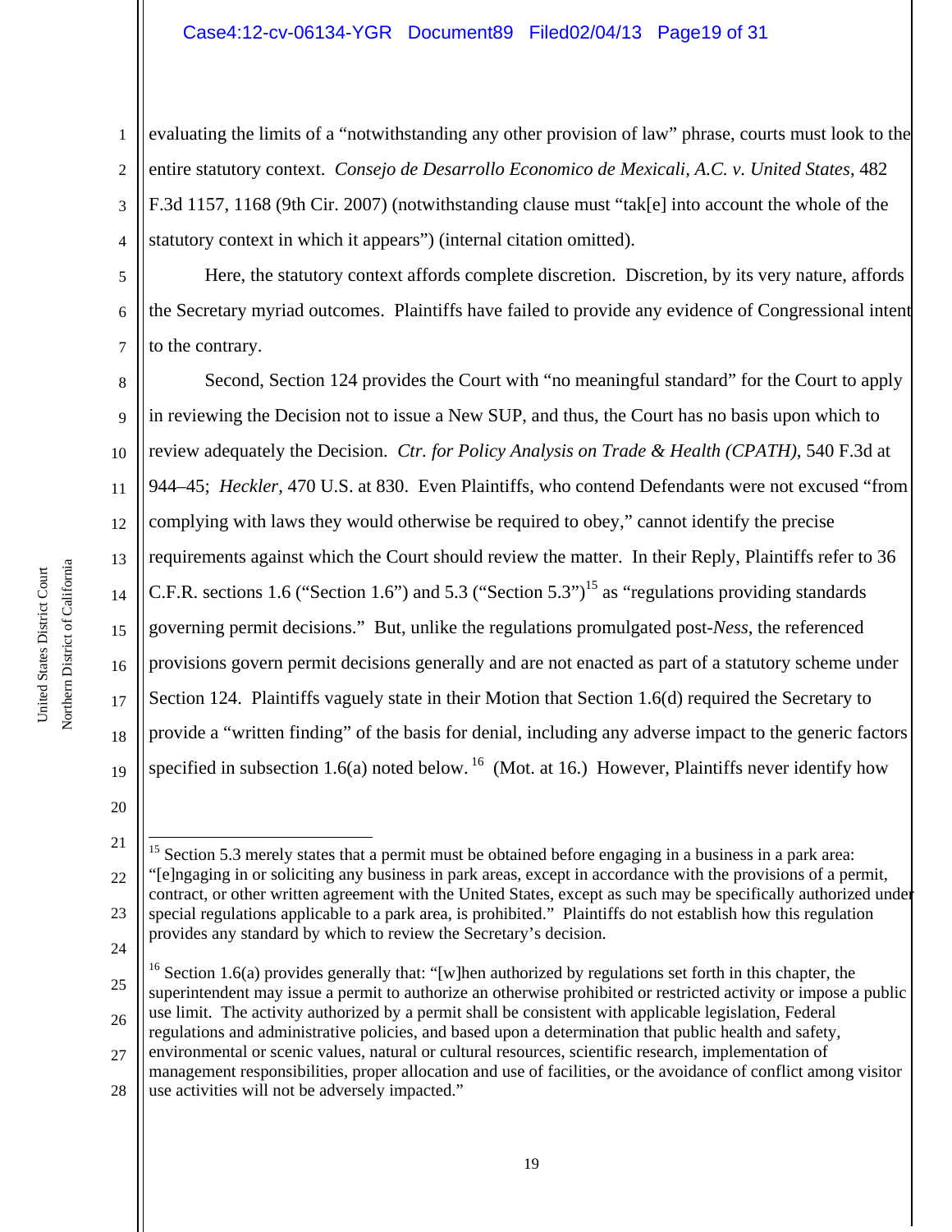evaluating the limits of a "notwithstanding any other provision of law" phrase, courts must look to the entire statutory context. *Consejo de Desarrollo Economico de Mexicali, A.C. v. United States*, 482 F.3d 1157, 1168 (9th Cir. 2007) (notwithstanding clause must "tak[e] into account the whole of the statutory context in which it appears") (internal citation omitted).

Here, the statutory context affords complete discretion. Discretion, by its very nature, affords the Secretary myriad outcomes. Plaintiffs have failed to provide any evidence of Congressional intent to the contrary.

Second, Section 124 provides the Court with "no meaningful standard" for the Court to apply in reviewing the Decision not to issue a New SUP, and thus, the Court has no basis upon which to review adequately the Decision. *Ctr. for Policy Analysis on Trade & Health (CPATH)*, 540 F.3d at 944–45; *Heckler*, 470 U.S. at 830. Even Plaintiffs, who contend Defendants were not excused "from complying with laws they would otherwise be required to obey," cannot identify the precise requirements against which the Court should review the matter. In their Reply, Plaintiffs refer to 36 C.F.R. sections 1.6 ("Section 1.6") and 5.3 ("Section 5.3")[15] as "regulations providing standards governing permit decisions." But, unlike the regulations promulgated post-*Ness*, the referenced provisions govern permit decisions generally and are not enacted as part of a statutory scheme under Section 124. Plaintiffs vaguely state in their Motion that Section 1.6(d) required the Secretary to provide a "written finding" of the basis for denial, including any adverse impact to the generic factors specified in subsection 1.6(a) noted below.[16] (Mot. at 16.) However, Plaintiffs never identify how

---

[15] Section 5.3 merely states that a permit must be obtained before engaging in a business in a park area: "[e]ngaging in or soliciting any business in park areas, except in accordance with the provisions of a permit, contract, or other written agreement with the United States, except as such may be specifically authorized under special regulations applicable to a park area, is prohibited." Plaintiffs do not establish how this regulation provides any standard by which to review the Secretary's decision.

[16] Section 1.6(a) provides generally that: "[w]hen authorized by regulations set forth in this chapter, the superintendent may issue a permit to authorize an otherwise prohibited or restricted activity or impose a public use limit. The activity authorized by a permit shall be consistent with applicable legislation, Federal regulations and administrative policies, and based upon a determination that public health and safety, environmental or scenic values, natural or cultural resources, scientific research, implementation of management responsibilities, proper allocation and use of facilities, or the avoidance of conflict among visitor use activities will not be adversely impacted."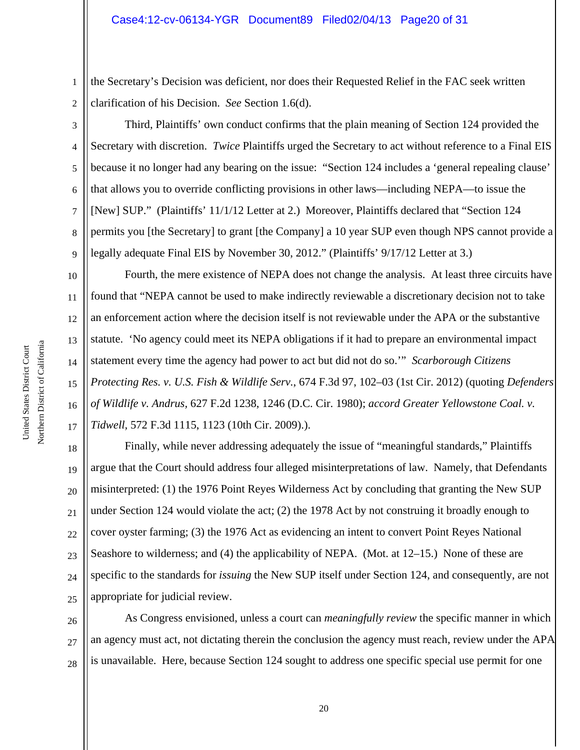the Secretary's Decision was deficient, nor does their Requested Relief in the FAC seek written clarification of his Decision. *See* Section 1.6(d).

Third, Plaintiffs' own conduct confirms that the plain meaning of Section 124 provided the Secretary with discretion. *Twice* Plaintiffs urged the Secretary to act without reference to a Final EIS because it no longer had any bearing on the issue: "Section 124 includes a 'general repealing clause' that allows you to override conflicting provisions in other laws—including NEPA—to issue the [New] SUP." (Plaintiffs' 11/1/12 Letter at 2.) Moreover, Plaintiffs declared that "Section 124 permits you [the Secretary] to grant [the Company] a 10 year SUP even though NPS cannot provide a legally adequate Final EIS by November 30, 2012." (Plaintiffs' 9/17/12 Letter at 3.)

Fourth, the mere existence of NEPA does not change the analysis. At least three circuits have found that "NEPA cannot be used to make indirectly reviewable a discretionary decision not to take an enforcement action where the decision itself is not reviewable under the APA or the substantive statute. 'No agency could meet its NEPA obligations if it had to prepare an environmental impact statement every time the agency had power to act but did not do so.'" *Scarborough Citizens Protecting Res. v. U.S. Fish & Wildlife Serv.*, 674 F.3d 97, 102–03 (1st Cir. 2012) (quoting *Defenders of Wildlife v. Andrus*, 627 F.2d 1238, 1246 (D.C. Cir. 1980); *accord Greater Yellowstone Coal. v. Tidwell*, 572 F.3d 1115, 1123 (10th Cir. 2009).).

Finally, while never addressing adequately the issue of "meaningful standards," Plaintiffs argue that the Court should address four alleged misinterpretations of law. Namely, that Defendants misinterpreted: (1) the 1976 Point Reyes Wilderness Act by concluding that granting the New SUP under Section 124 would violate the act; (2) the 1978 Act by not construing it broadly enough to cover oyster farming; (3) the 1976 Act as evidencing an intent to convert Point Reyes National Seashore to wilderness; and (4) the applicability of NEPA. (Mot. at 12–15.) None of these are specific to the standards for *issuing* the New SUP itself under Section 124, and consequently, are not appropriate for judicial review.

As Congress envisioned, unless a court can *meaningfully review* the specific manner in which an agency must act, not dictating therein the conclusion the agency must reach, review under the APA is unavailable. Here, because Section 124 sought to address one specific special use permit for one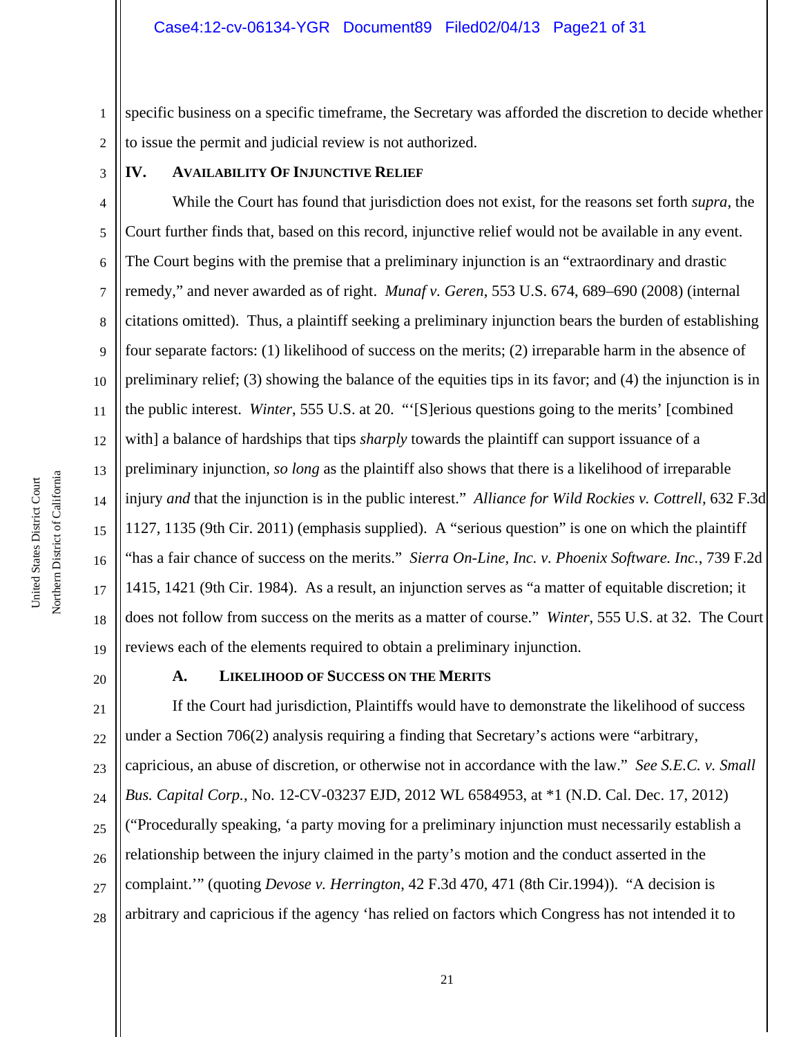specific business on a specific timeframe, the Secretary was afforded the discretion to decide whether to issue the permit and judicial review is not authorized.

## IV. Availability Of Injunctive Relief

While the Court has found that jurisdiction does not exist, for the reasons set forth *supra*, the Court further finds that, based on this record, injunctive relief would not be available in any event. The Court begins with the premise that a preliminary injunction is an "extraordinary and drastic remedy," and never awarded as of right. *Munaf v. Geren*, 553 U.S. 674, 689–690 (2008) (internal citations omitted). Thus, a plaintiff seeking a preliminary injunction bears the burden of establishing four separate factors: (1) likelihood of success on the merits; (2) irreparable harm in the absence of preliminary relief; (3) showing the balance of the equities tips in its favor; and (4) the injunction is in the public interest. *Winter*, 555 U.S. at 20. "'[S]erious questions going to the merits' [combined with] a balance of hardships that tips *sharply* towards the plaintiff can support issuance of a preliminary injunction, *so long* as the plaintiff also shows that there is a likelihood of irreparable injury *and* that the injunction is in the public interest." *Alliance for Wild Rockies v. Cottrell*, 632 F.3d 1127, 1135 (9th Cir. 2011) (emphasis supplied). A "serious question" is one on which the plaintiff "has a fair chance of success on the merits." *Sierra On-Line, Inc. v. Phoenix Software. Inc.*, 739 F.2d 1415, 1421 (9th Cir. 1984). As a result, an injunction serves as "a matter of equitable discretion; it does not follow from success on the merits as a matter of course." *Winter*, 555 U.S. at 32. The Court reviews each of the elements required to obtain a preliminary injunction.

### A. Likelihood of Success on the Merits

If the Court had jurisdiction, Plaintiffs would have to demonstrate the likelihood of success under a Section 706(2) analysis requiring a finding that Secretary's actions were "arbitrary, capricious, an abuse of discretion, or otherwise not in accordance with the law." *See S.E.C. v. Small Bus. Capital Corp.*, No. 12-CV-03237 EJD, 2012 WL 6584953, at *1 (N.D. Cal. Dec. 17, 2012) ("Procedurally speaking, 'a party moving for a preliminary injunction must necessarily establish a relationship between the injury claimed in the party's motion and the conduct asserted in the complaint.'" (quoting *Devose v. Herrington*, 42 F.3d 470, 471 (8th Cir.1994)). "A decision is arbitrary and capricious if the agency 'has relied on factors which Congress has not intended it to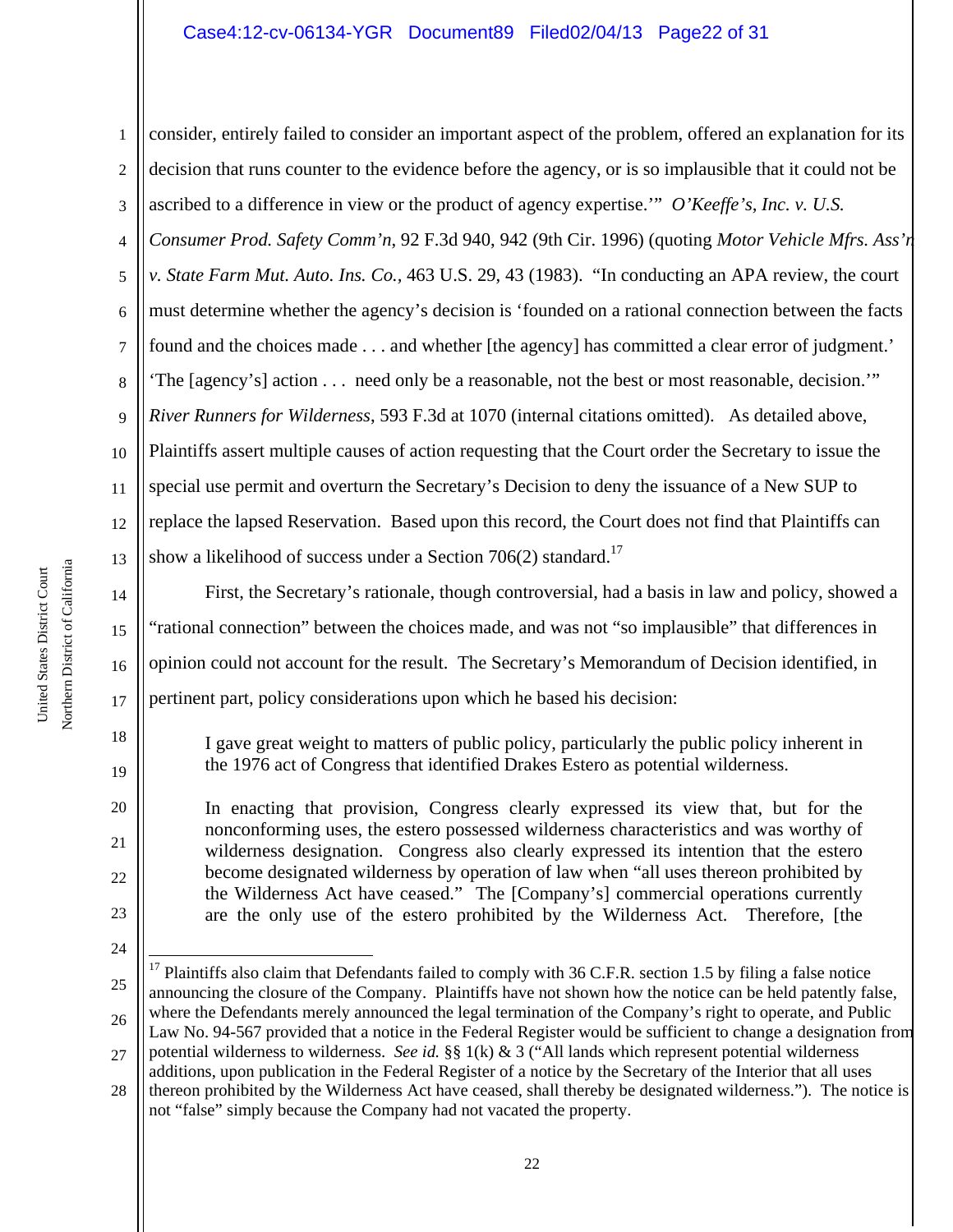consider, entirely failed to consider an important aspect of the problem, offered an explanation for its decision that runs counter to the evidence before the agency, or is so implausible that it could not be ascribed to a difference in view or the product of agency expertise.'" *O'Keeffe's, Inc. v. U.S. Consumer Prod. Safety Comm'n*, 92 F.3d 940, 942 (9th Cir. 1996) (quoting *Motor Vehicle Mfrs. Ass'n v. State Farm Mut. Auto. Ins. Co.*, 463 U.S. 29, 43 (1983). "In conducting an APA review, the court must determine whether the agency's decision is 'founded on a rational connection between the facts found and the choices made . . . and whether [the agency] has committed a clear error of judgment.' 'The [agency's] action . . . need only be a reasonable, not the best or most reasonable, decision.'" *River Runners for Wilderness*, 593 F.3d at 1070 (internal citations omitted). As detailed above, Plaintiffs assert multiple causes of action requesting that the Court order the Secretary to issue the special use permit and overturn the Secretary's Decision to deny the issuance of a New SUP to replace the lapsed Reservation. Based upon this record, the Court does not find that Plaintiffs can show a likelihood of success under a Section 706(2) standard.[17]

First, the Secretary's rationale, though controversial, had a basis in law and policy, showed a "rational connection" between the choices made, and was not "so implausible" that differences in opinion could not account for the result. The Secretary's Memorandum of Decision identified, in pertinent part, policy considerations upon which he based his decision:

> I gave great weight to matters of public policy, particularly the public policy inherent in the 1976 act of Congress that identified Drakes Estero as potential wilderness.
>
> In enacting that provision, Congress clearly expressed its view that, but for the nonconforming uses, the estero possessed wilderness characteristics and was worthy of wilderness designation. Congress also clearly expressed its intention that the estero become designated wilderness by operation of law when "all uses thereon prohibited by the Wilderness Act have ceased." The [Company's] commercial operations currently are the only use of the estero prohibited by the Wilderness Act. Therefore, [the

---

[17] Plaintiffs also claim that Defendants failed to comply with 36 C.F.R. section 1.5 by filing a false notice announcing the closure of the Company. Plaintiffs have not shown how the notice can be held patently false, where the Defendants merely announced the legal termination of the Company's right to operate, and Public Law No. 94-567 provided that a notice in the Federal Register would be sufficient to change a designation from potential wilderness to wilderness. *See id.* §§ 1(k) & 3 ("All lands which represent potential wilderness additions, upon publication in the Federal Register of a notice by the Secretary of the Interior that all uses thereon prohibited by the Wilderness Act have ceased, shall thereby be designated wilderness."). The notice is not "false" simply because the Company had not vacated the property.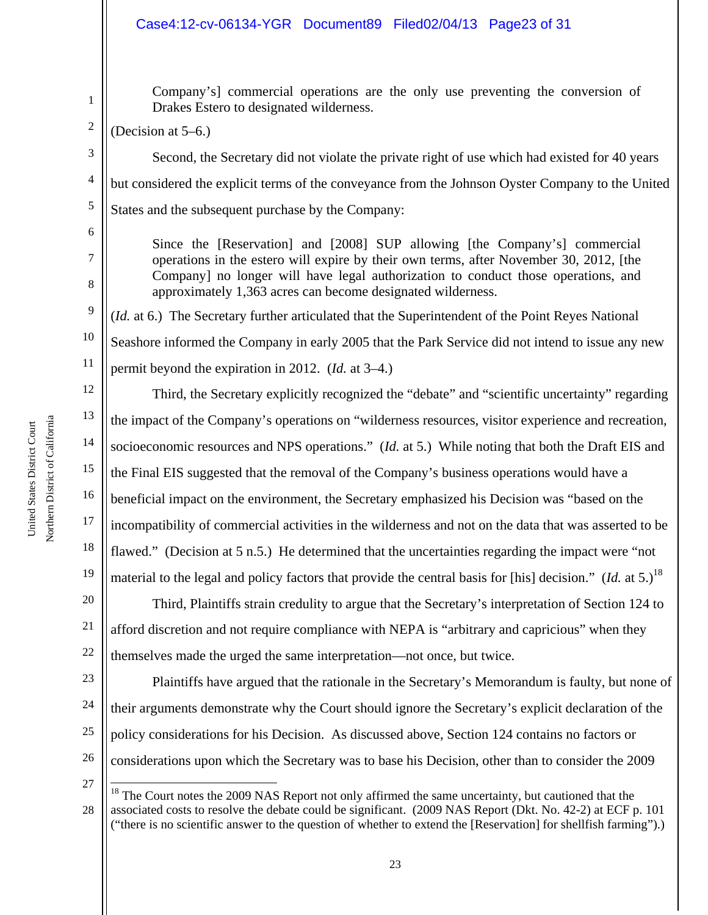> Company's] commercial operations are the only use preventing the conversion of Drakes Estero to designated wilderness.

(Decision at 5–6.)

Second, the Secretary did not violate the private right of use which had existed for 40 years but considered the explicit terms of the conveyance from the Johnson Oyster Company to the United States and the subsequent purchase by the Company:

> Since the [Reservation] and [2008] SUP allowing [the Company's] commercial operations in the estero will expire by their own terms, after November 30, 2012, [the Company] no longer will have legal authorization to conduct those operations, and approximately 1,363 acres can become designated wilderness.

(*Id.* at 6.) The Secretary further articulated that the Superintendent of the Point Reyes National Seashore informed the Company in early 2005 that the Park Service did not intend to issue any new permit beyond the expiration in 2012. (*Id.* at 3–4.)

Third, the Secretary explicitly recognized the "debate" and "scientific uncertainty" regarding the impact of the Company's operations on "wilderness resources, visitor experience and recreation, socioeconomic resources and NPS operations." (*Id.* at 5.) While noting that both the Draft EIS and the Final EIS suggested that the removal of the Company's business operations would have a beneficial impact on the environment, the Secretary emphasized his Decision was "based on the incompatibility of commercial activities in the wilderness and not on the data that was asserted to be flawed." (Decision at 5 n.5.) He determined that the uncertainties regarding the impact were "not material to the legal and policy factors that provide the central basis for [his] decision." (*Id.* at 5.)[18]

Third, Plaintiffs strain credulity to argue that the Secretary's interpretation of Section 124 to afford discretion and not require compliance with NEPA is "arbitrary and capricious" when they themselves made the urged the same interpretation—not once, but twice.

Plaintiffs have argued that the rationale in the Secretary's Memorandum is faulty, but none of their arguments demonstrate why the Court should ignore the Secretary's explicit declaration of the policy considerations for his Decision. As discussed above, Section 124 contains no factors or considerations upon which the Secretary was to base his Decision, other than to consider the 2009

---

[18] The Court notes the 2009 NAS Report not only affirmed the same uncertainty, but cautioned that the associated costs to resolve the debate could be significant. (2009 NAS Report (Dkt. No. 42-2) at ECF p. 101 ("there is no scientific answer to the question of whether to extend the [Reservation] for shellfish farming").)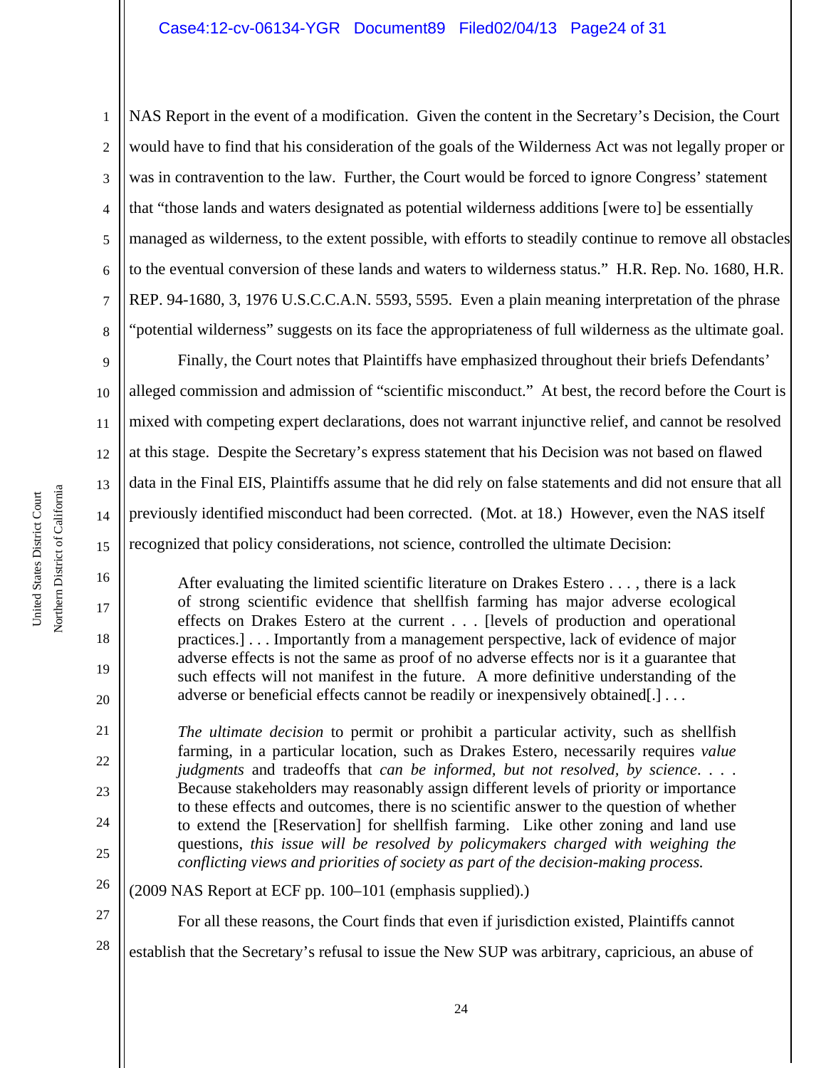NAS Report in the event of a modification. Given the content in the Secretary's Decision, the Court would have to find that his consideration of the goals of the Wilderness Act was not legally proper or was in contravention to the law. Further, the Court would be forced to ignore Congress' statement that "those lands and waters designated as potential wilderness additions [were to] be essentially managed as wilderness, to the extent possible, with efforts to steadily continue to remove all obstacles to the eventual conversion of these lands and waters to wilderness status." H.R. Rep. No. 1680, H.R. REP. 94-1680, 3, 1976 U.S.C.C.A.N. 5593, 5595. Even a plain meaning interpretation of the phrase "potential wilderness" suggests on its face the appropriateness of full wilderness as the ultimate goal.

Finally, the Court notes that Plaintiffs have emphasized throughout their briefs Defendants' alleged commission and admission of "scientific misconduct." At best, the record before the Court is mixed with competing expert declarations, does not warrant injunctive relief, and cannot be resolved at this stage. Despite the Secretary's express statement that his Decision was not based on flawed data in the Final EIS, Plaintiffs assume that he did rely on false statements and did not ensure that all previously identified misconduct had been corrected. (Mot. at 18.) However, even the NAS itself recognized that policy considerations, not science, controlled the ultimate Decision:

> After evaluating the limited scientific literature on Drakes Estero . . . , there is a lack of strong scientific evidence that shellfish farming has major adverse ecological effects on Drakes Estero at the current . . . [levels of production and operational practices.] . . . Importantly from a management perspective, lack of evidence of major adverse effects is not the same as proof of no adverse effects nor is it a guarantee that such effects will not manifest in the future. A more definitive understanding of the adverse or beneficial effects cannot be readily or inexpensively obtained[.] . . .
>
> *The ultimate decision* to permit or prohibit a particular activity, such as shellfish farming, in a particular location, such as Drakes Estero, necessarily requires *value judgments* and tradeoffs that *can be informed, but not resolved, by science*. . . . Because stakeholders may reasonably assign different levels of priority or importance to these effects and outcomes, there is no scientific answer to the question of whether to extend the [Reservation] for shellfish farming. Like other zoning and land use questions, *this issue will be resolved by policymakers charged with weighing the conflicting views and priorities of society as part of the decision-making process.*

(2009 NAS Report at ECF pp. 100–101 (emphasis supplied).)

For all these reasons, the Court finds that even if jurisdiction existed, Plaintiffs cannot establish that the Secretary's refusal to issue the New SUP was arbitrary, capricious, an abuse of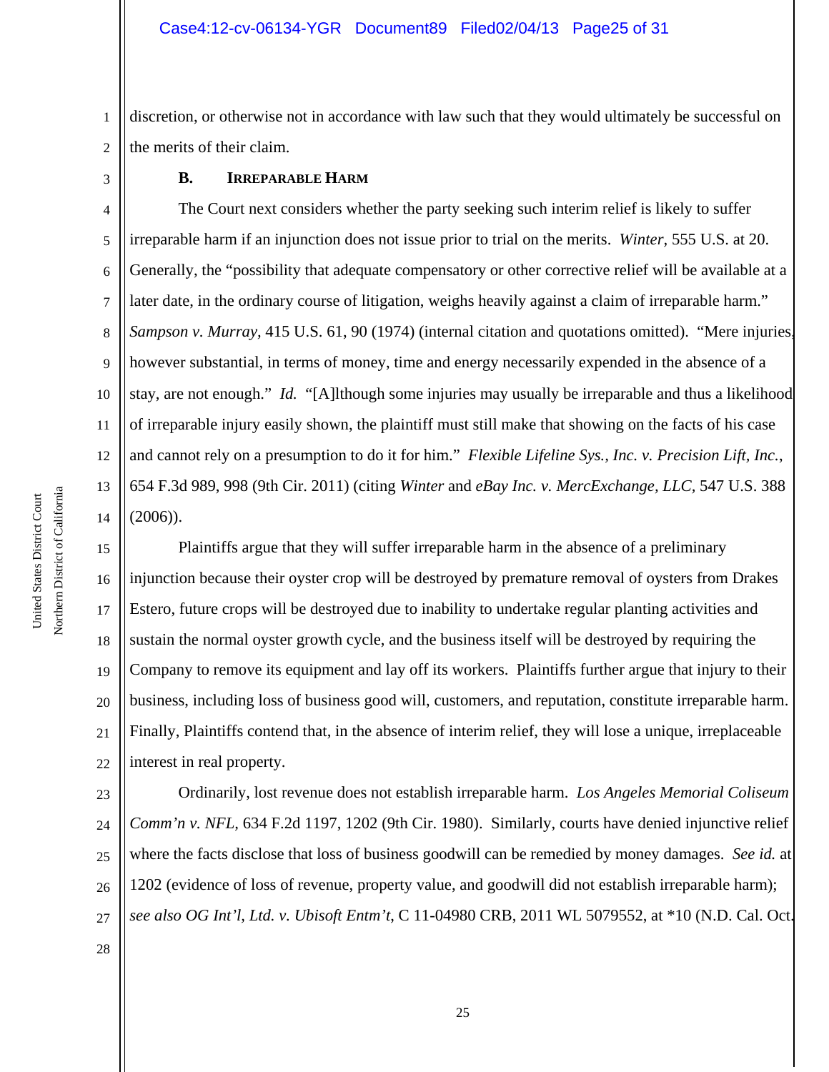discretion, or otherwise not in accordance with law such that they would ultimately be successful on the merits of their claim.

### B. IRREPARABLE HARM

The Court next considers whether the party seeking such interim relief is likely to suffer irreparable harm if an injunction does not issue prior to trial on the merits. *Winter*, 555 U.S. at 20. Generally, the "possibility that adequate compensatory or other corrective relief will be available at a later date, in the ordinary course of litigation, weighs heavily against a claim of irreparable harm." *Sampson v. Murray*, 415 U.S. 61, 90 (1974) (internal citation and quotations omitted). "Mere injuries, however substantial, in terms of money, time and energy necessarily expended in the absence of a stay, are not enough." *Id.* "[A]lthough some injuries may usually be irreparable and thus a likelihood of irreparable injury easily shown, the plaintiff must still make that showing on the facts of his case and cannot rely on a presumption to do it for him." *Flexible Lifeline Sys., Inc. v. Precision Lift, Inc.*, 654 F.3d 989, 998 (9th Cir. 2011) (citing *Winter* and *eBay Inc. v. MercExchange, LLC*, 547 U.S. 388 (2006)).

Plaintiffs argue that they will suffer irreparable harm in the absence of a preliminary injunction because their oyster crop will be destroyed by premature removal of oysters from Drakes Estero, future crops will be destroyed due to inability to undertake regular planting activities and sustain the normal oyster growth cycle, and the business itself will be destroyed by requiring the Company to remove its equipment and lay off its workers. Plaintiffs further argue that injury to their business, including loss of business good will, customers, and reputation, constitute irreparable harm. Finally, Plaintiffs contend that, in the absence of interim relief, they will lose a unique, irreplaceable interest in real property.

Ordinarily, lost revenue does not establish irreparable harm. *Los Angeles Memorial Coliseum Comm'n v. NFL*, 634 F.2d 1197, 1202 (9th Cir. 1980). Similarly, courts have denied injunctive relief where the facts disclose that loss of business goodwill can be remedied by money damages. *See id.* at 1202 (evidence of loss of revenue, property value, and goodwill did not establish irreparable harm); *see also OG Int'l, Ltd. v. Ubisoft Entm't*, C 11-04980 CRB, 2011 WL 5079552, at *10 (N.D. Cal. Oct.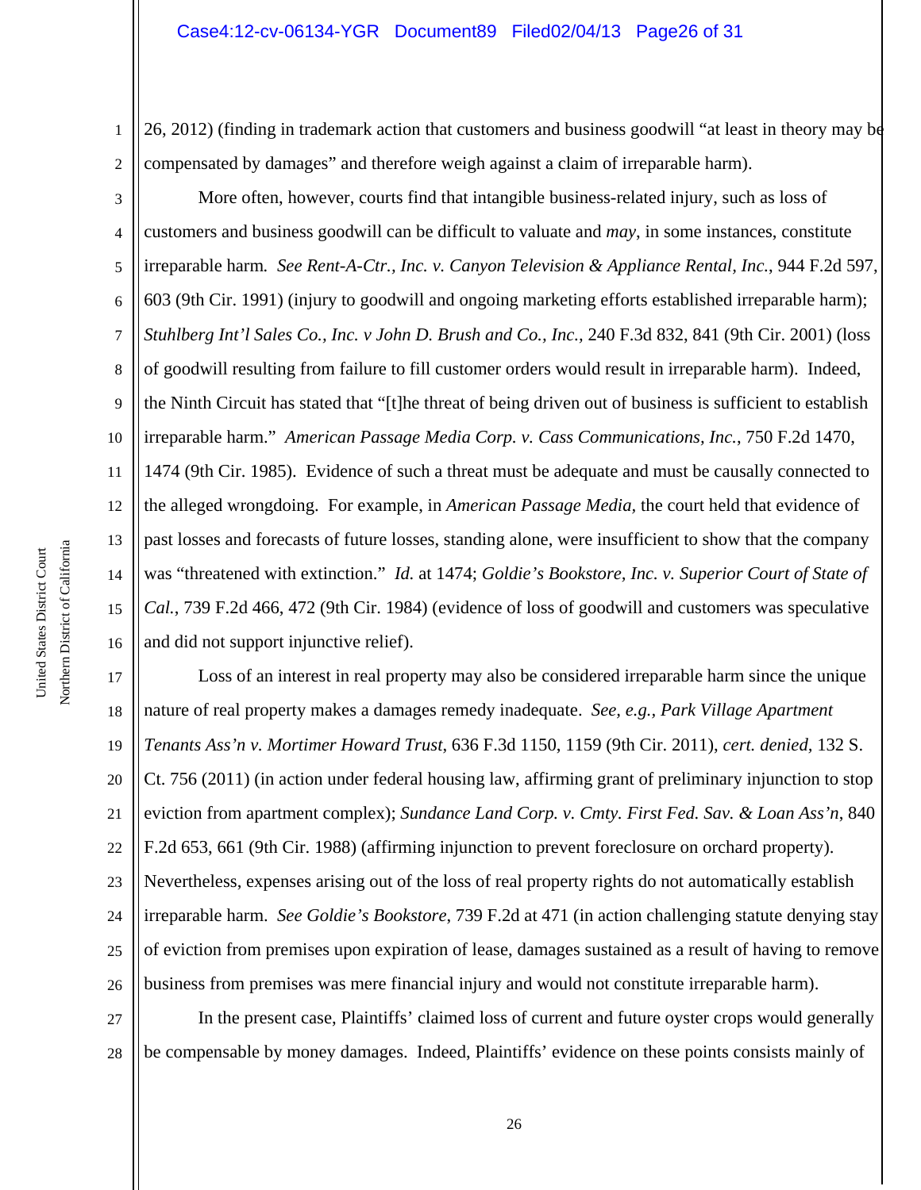26, 2012) (finding in trademark action that customers and business goodwill "at least in theory may be compensated by damages" and therefore weigh against a claim of irreparable harm).

More often, however, courts find that intangible business-related injury, such as loss of customers and business goodwill can be difficult to valuate and *may*, in some instances, constitute irreparable harm. *See Rent-A-Ctr., Inc. v. Canyon Television & Appliance Rental, Inc.*, 944 F.2d 597, 603 (9th Cir. 1991) (injury to goodwill and ongoing marketing efforts established irreparable harm); *Stuhlberg Int'l Sales Co., Inc. v John D. Brush and Co., Inc.,* 240 F.3d 832, 841 (9th Cir. 2001) (loss of goodwill resulting from failure to fill customer orders would result in irreparable harm). Indeed, the Ninth Circuit has stated that "[t]he threat of being driven out of business is sufficient to establish irreparable harm." *American Passage Media Corp. v. Cass Communications, Inc.*, 750 F.2d 1470, 1474 (9th Cir. 1985). Evidence of such a threat must be adequate and must be causally connected to the alleged wrongdoing. For example, in *American Passage Media,* the court held that evidence of past losses and forecasts of future losses, standing alone, were insufficient to show that the company was "threatened with extinction." *Id.* at 1474; *Goldie's Bookstore, Inc. v. Superior Court of State of Cal.*, 739 F.2d 466, 472 (9th Cir. 1984) (evidence of loss of goodwill and customers was speculative and did not support injunctive relief).

Loss of an interest in real property may also be considered irreparable harm since the unique nature of real property makes a damages remedy inadequate. *See, e.g., Park Village Apartment Tenants Ass'n v. Mortimer Howard Trust,* 636 F.3d 1150, 1159 (9th Cir. 2011), *cert. denied,* 132 S. Ct. 756 (2011) (in action under federal housing law, affirming grant of preliminary injunction to stop eviction from apartment complex); *Sundance Land Corp. v. Cmty. First Fed. Sav. & Loan Ass'n*, 840 F.2d 653, 661 (9th Cir. 1988) (affirming injunction to prevent foreclosure on orchard property). Nevertheless, expenses arising out of the loss of real property rights do not automatically establish irreparable harm. *See Goldie's Bookstore*, 739 F.2d at 471 (in action challenging statute denying stay of eviction from premises upon expiration of lease, damages sustained as a result of having to remove business from premises was mere financial injury and would not constitute irreparable harm).

In the present case, Plaintiffs' claimed loss of current and future oyster crops would generally be compensable by money damages. Indeed, Plaintiffs' evidence on these points consists mainly of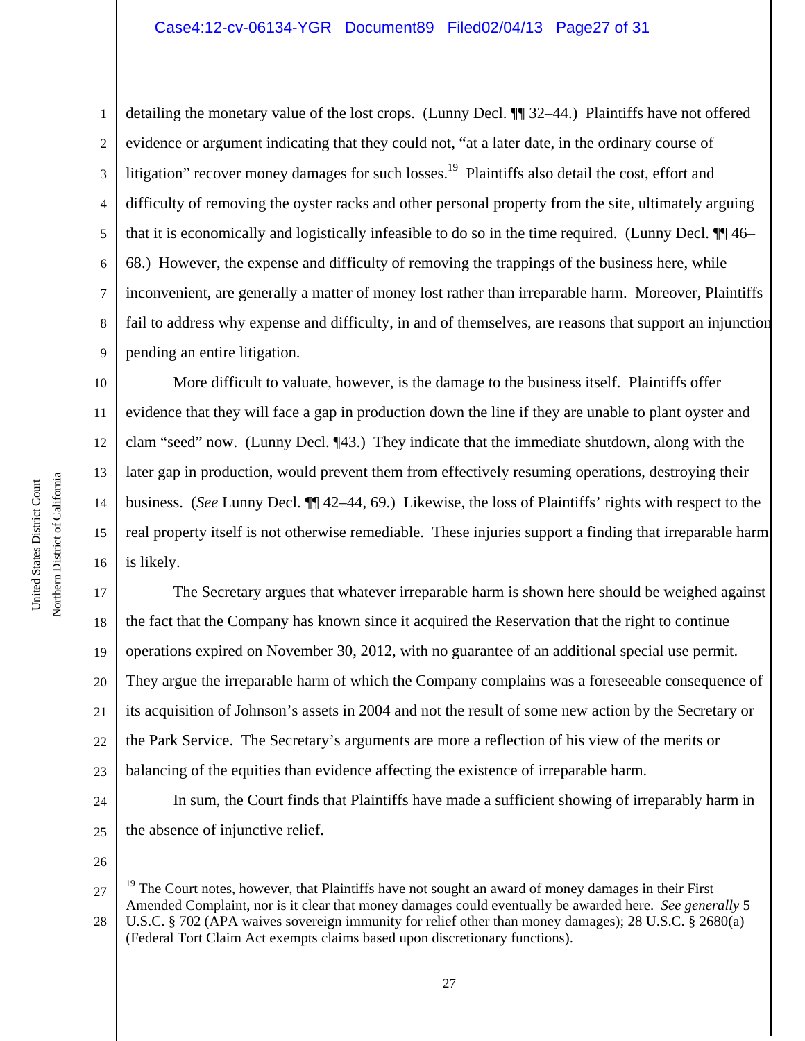detailing the monetary value of the lost crops. (Lunny Decl. ¶¶ 32–44.) Plaintiffs have not offered evidence or argument indicating that they could not, "at a later date, in the ordinary course of litigation" recover money damages for such losses.[19] Plaintiffs also detail the cost, effort and difficulty of removing the oyster racks and other personal property from the site, ultimately arguing that it is economically and logistically infeasible to do so in the time required. (Lunny Decl. ¶¶ 46–68.) However, the expense and difficulty of removing the trappings of the business here, while inconvenient, are generally a matter of money lost rather than irreparable harm. Moreover, Plaintiffs fail to address why expense and difficulty, in and of themselves, are reasons that support an injunction pending an entire litigation.

More difficult to valuate, however, is the damage to the business itself. Plaintiffs offer evidence that they will face a gap in production down the line if they are unable to plant oyster and clam "seed" now. (Lunny Decl. ¶43.) They indicate that the immediate shutdown, along with the later gap in production, would prevent them from effectively resuming operations, destroying their business. (*See* Lunny Decl. ¶¶ 42–44, 69.) Likewise, the loss of Plaintiffs' rights with respect to the real property itself is not otherwise remediable. These injuries support a finding that irreparable harm is likely.

The Secretary argues that whatever irreparable harm is shown here should be weighed against the fact that the Company has known since it acquired the Reservation that the right to continue operations expired on November 30, 2012, with no guarantee of an additional special use permit. They argue the irreparable harm of which the Company complains was a foreseeable consequence of its acquisition of Johnson's assets in 2004 and not the result of some new action by the Secretary or the Park Service. The Secretary's arguments are more a reflection of his view of the merits or balancing of the equities than evidence affecting the existence of irreparable harm.

In sum, the Court finds that Plaintiffs have made a sufficient showing of irreparably harm in the absence of injunctive relief.

---

[19] The Court notes, however, that Plaintiffs have not sought an award of money damages in their First Amended Complaint, nor is it clear that money damages could eventually be awarded here. *See generally* 5 U.S.C. § 702 (APA waives sovereign immunity for relief other than money damages); 28 U.S.C. § 2680(a) (Federal Tort Claim Act exempts claims based upon discretionary functions).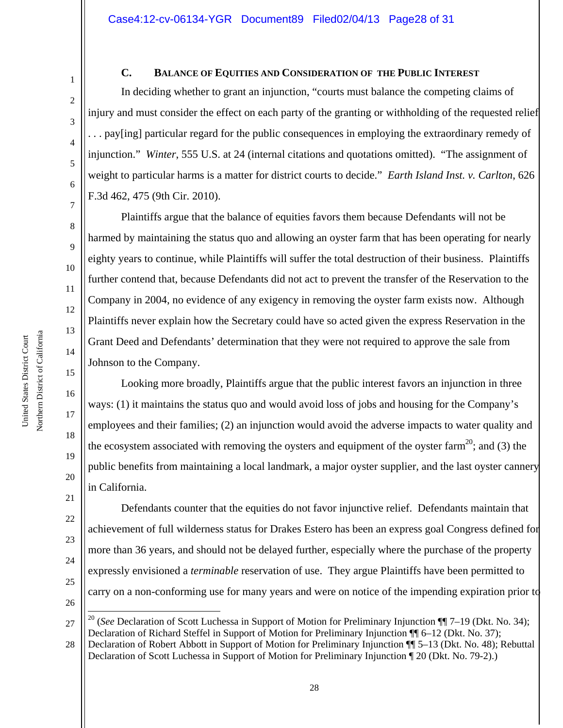### C. BALANCE OF EQUITIES AND CONSIDERATION OF THE PUBLIC INTEREST

In deciding whether to grant an injunction, "courts must balance the competing claims of injury and must consider the effect on each party of the granting or withholding of the requested relief . . . pay[ing] particular regard for the public consequences in employing the extraordinary remedy of injunction." *Winter*, 555 U.S. at 24 (internal citations and quotations omitted). "The assignment of weight to particular harms is a matter for district courts to decide." *Earth Island Inst. v. Carlton*, 626 F.3d 462, 475 (9th Cir. 2010).

Plaintiffs argue that the balance of equities favors them because Defendants will not be harmed by maintaining the status quo and allowing an oyster farm that has been operating for nearly eighty years to continue, while Plaintiffs will suffer the total destruction of their business. Plaintiffs further contend that, because Defendants did not act to prevent the transfer of the Reservation to the Company in 2004, no evidence of any exigency in removing the oyster farm exists now. Although Plaintiffs never explain how the Secretary could have so acted given the express Reservation in the Grant Deed and Defendants' determination that they were not required to approve the sale from Johnson to the Company.

Looking more broadly, Plaintiffs argue that the public interest favors an injunction in three ways: (1) it maintains the status quo and would avoid loss of jobs and housing for the Company's employees and their families; (2) an injunction would avoid the adverse impacts to water quality and the ecosystem associated with removing the oysters and equipment of the oyster farm[20]; and (3) the public benefits from maintaining a local landmark, a major oyster supplier, and the last oyster cannery in California.

Defendants counter that the equities do not favor injunctive relief. Defendants maintain that achievement of full wilderness status for Drakes Estero has been an express goal Congress defined for more than 36 years, and should not be delayed further, especially where the purchase of the property expressly envisioned a *terminable* reservation of use. They argue Plaintiffs have been permitted to carry on a non-conforming use for many years and were on notice of the impending expiration prior to

---

[20] (*See* Declaration of Scott Luchessa in Support of Motion for Preliminary Injunction ¶¶ 7–19 (Dkt. No. 34); Declaration of Richard Steffel in Support of Motion for Preliminary Injunction ¶¶ 6–12 (Dkt. No. 37); Declaration of Robert Abbott in Support of Motion for Preliminary Injunction ¶¶ 5–13 (Dkt. No. 48); Rebuttal Declaration of Scott Luchessa in Support of Motion for Preliminary Injunction ¶ 20 (Dkt. No. 79-2).)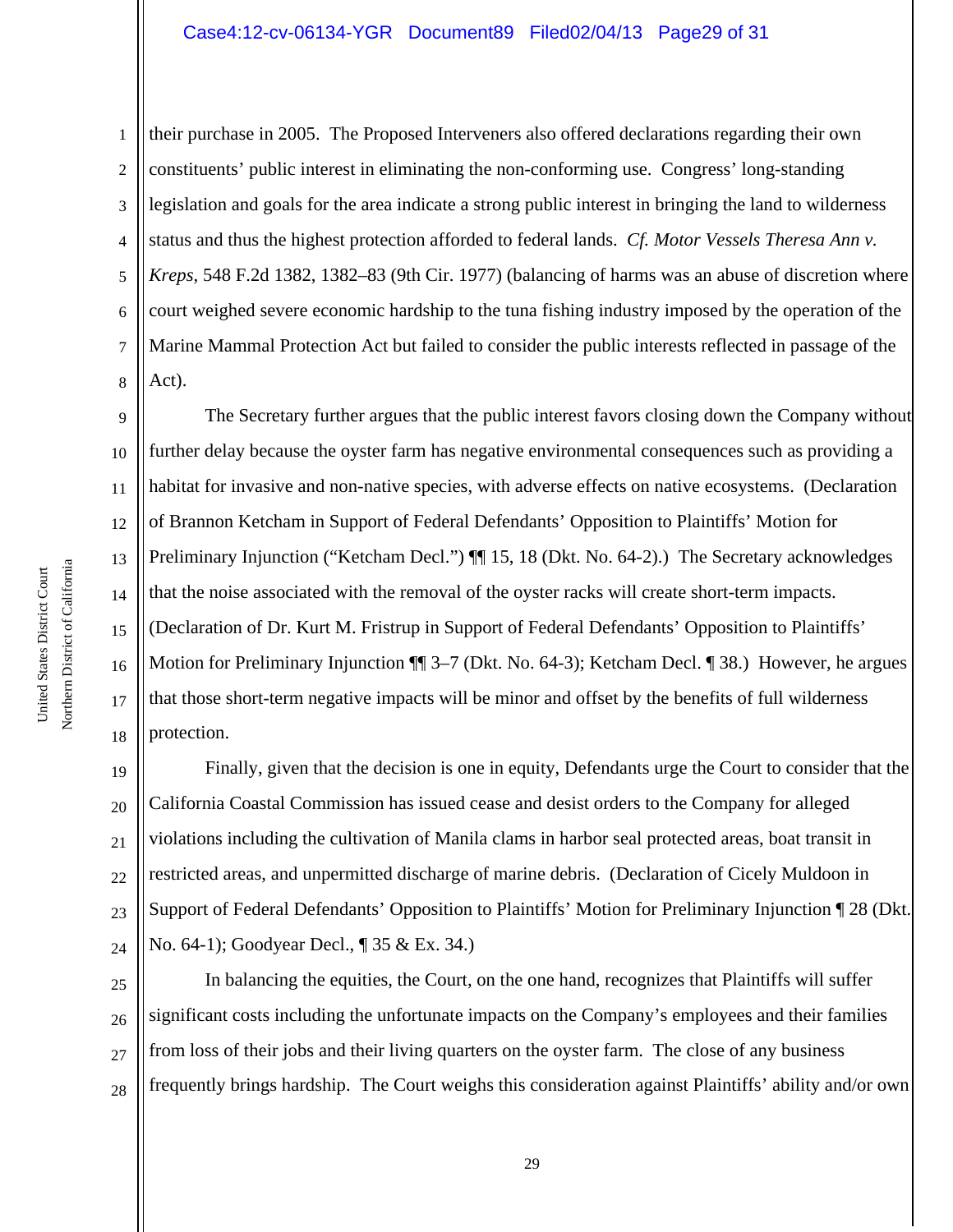their purchase in 2005. The Proposed Interveners also offered declarations regarding their own constituents' public interest in eliminating the non-conforming use. Congress' long-standing legislation and goals for the area indicate a strong public interest in bringing the land to wilderness status and thus the highest protection afforded to federal lands. *Cf. Motor Vessels Theresa Ann v. Kreps*, 548 F.2d 1382, 1382–83 (9th Cir. 1977) (balancing of harms was an abuse of discretion where court weighed severe economic hardship to the tuna fishing industry imposed by the operation of the Marine Mammal Protection Act but failed to consider the public interests reflected in passage of the Act).

The Secretary further argues that the public interest favors closing down the Company without further delay because the oyster farm has negative environmental consequences such as providing a habitat for invasive and non-native species, with adverse effects on native ecosystems. (Declaration of Brannon Ketcham in Support of Federal Defendants' Opposition to Plaintiffs' Motion for Preliminary Injunction ("Ketcham Decl.") ¶¶ 15, 18 (Dkt. No. 64-2).) The Secretary acknowledges that the noise associated with the removal of the oyster racks will create short-term impacts. (Declaration of Dr. Kurt M. Fristrup in Support of Federal Defendants' Opposition to Plaintiffs' Motion for Preliminary Injunction ¶¶ 3–7 (Dkt. No. 64-3); Ketcham Decl. ¶ 38.) However, he argues that those short-term negative impacts will be minor and offset by the benefits of full wilderness protection.

Finally, given that the decision is one in equity, Defendants urge the Court to consider that the California Coastal Commission has issued cease and desist orders to the Company for alleged violations including the cultivation of Manila clams in harbor seal protected areas, boat transit in restricted areas, and unpermitted discharge of marine debris. (Declaration of Cicely Muldoon in Support of Federal Defendants' Opposition to Plaintiffs' Motion for Preliminary Injunction ¶ 28 (Dkt. No. 64-1); Goodyear Decl., ¶ 35 & Ex. 34.)

In balancing the equities, the Court, on the one hand, recognizes that Plaintiffs will suffer significant costs including the unfortunate impacts on the Company's employees and their families from loss of their jobs and their living quarters on the oyster farm. The close of any business frequently brings hardship. The Court weighs this consideration against Plaintiffs' ability and/or own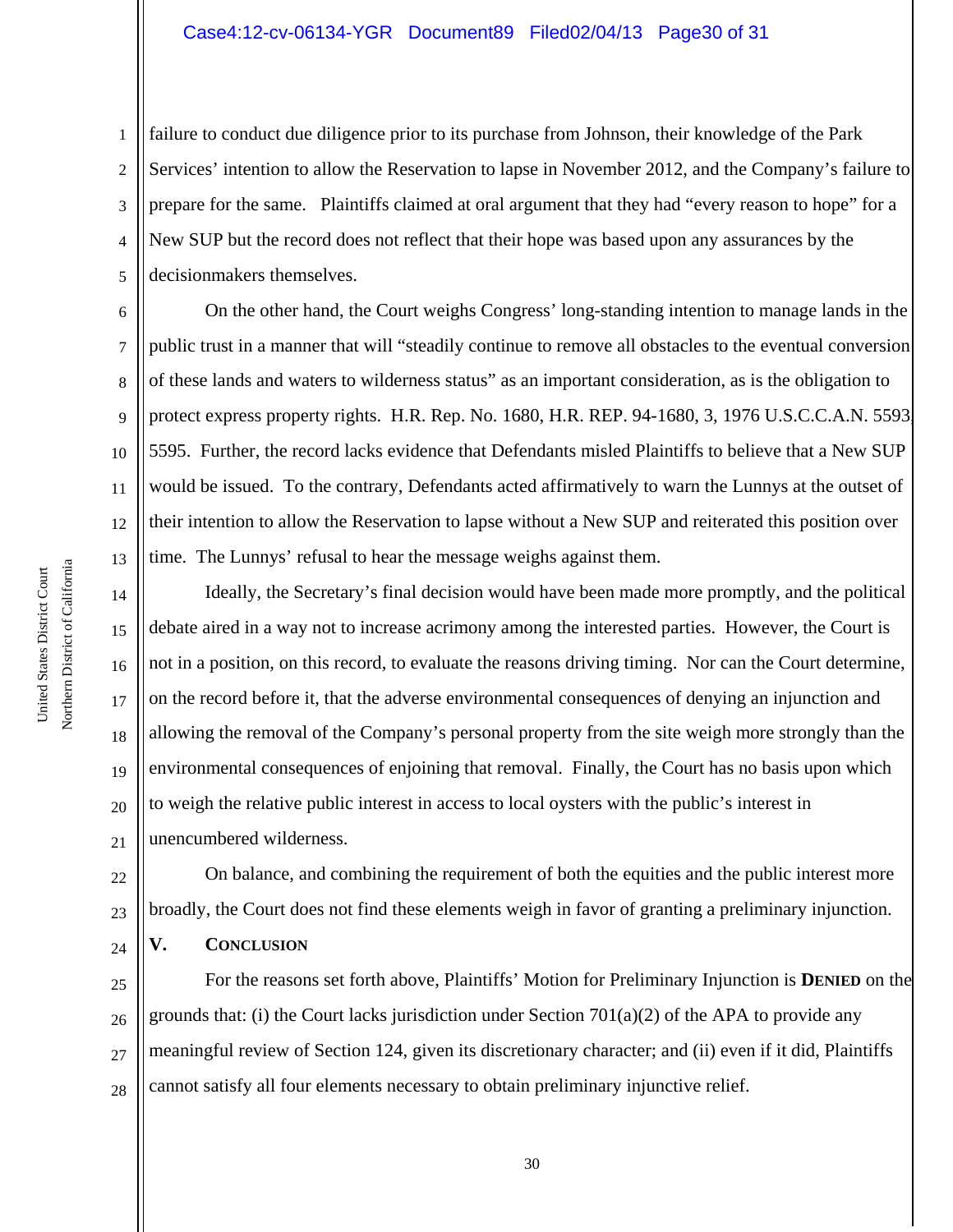failure to conduct due diligence prior to its purchase from Johnson, their knowledge of the Park Services' intention to allow the Reservation to lapse in November 2012, and the Company's failure to prepare for the same. Plaintiffs claimed at oral argument that they had "every reason to hope" for a New SUP but the record does not reflect that their hope was based upon any assurances by the decisionmakers themselves.

On the other hand, the Court weighs Congress' long-standing intention to manage lands in the public trust in a manner that will "steadily continue to remove all obstacles to the eventual conversion of these lands and waters to wilderness status" as an important consideration, as is the obligation to protect express property rights. H.R. Rep. No. 1680, H.R. REP. 94-1680, 3, 1976 U.S.C.C.A.N. 5593, 5595. Further, the record lacks evidence that Defendants misled Plaintiffs to believe that a New SUP would be issued. To the contrary, Defendants acted affirmatively to warn the Lunnys at the outset of their intention to allow the Reservation to lapse without a New SUP and reiterated this position over time. The Lunnys' refusal to hear the message weighs against them.

Ideally, the Secretary's final decision would have been made more promptly, and the political debate aired in a way not to increase acrimony among the interested parties. However, the Court is not in a position, on this record, to evaluate the reasons driving timing. Nor can the Court determine, on the record before it, that the adverse environmental consequences of denying an injunction and allowing the removal of the Company's personal property from the site weigh more strongly than the environmental consequences of enjoining that removal. Finally, the Court has no basis upon which to weigh the relative public interest in access to local oysters with the public's interest in unencumbered wilderness.

On balance, and combining the requirement of both the equities and the public interest more broadly, the Court does not find these elements weigh in favor of granting a preliminary injunction.

## V. CONCLUSION

For the reasons set forth above, Plaintiffs' Motion for Preliminary Injunction is **DENIED** on the grounds that: (i) the Court lacks jurisdiction under Section 701(a)(2) of the APA to provide any meaningful review of Section 124, given its discretionary character; and (ii) even if it did, Plaintiffs cannot satisfy all four elements necessary to obtain preliminary injunctive relief.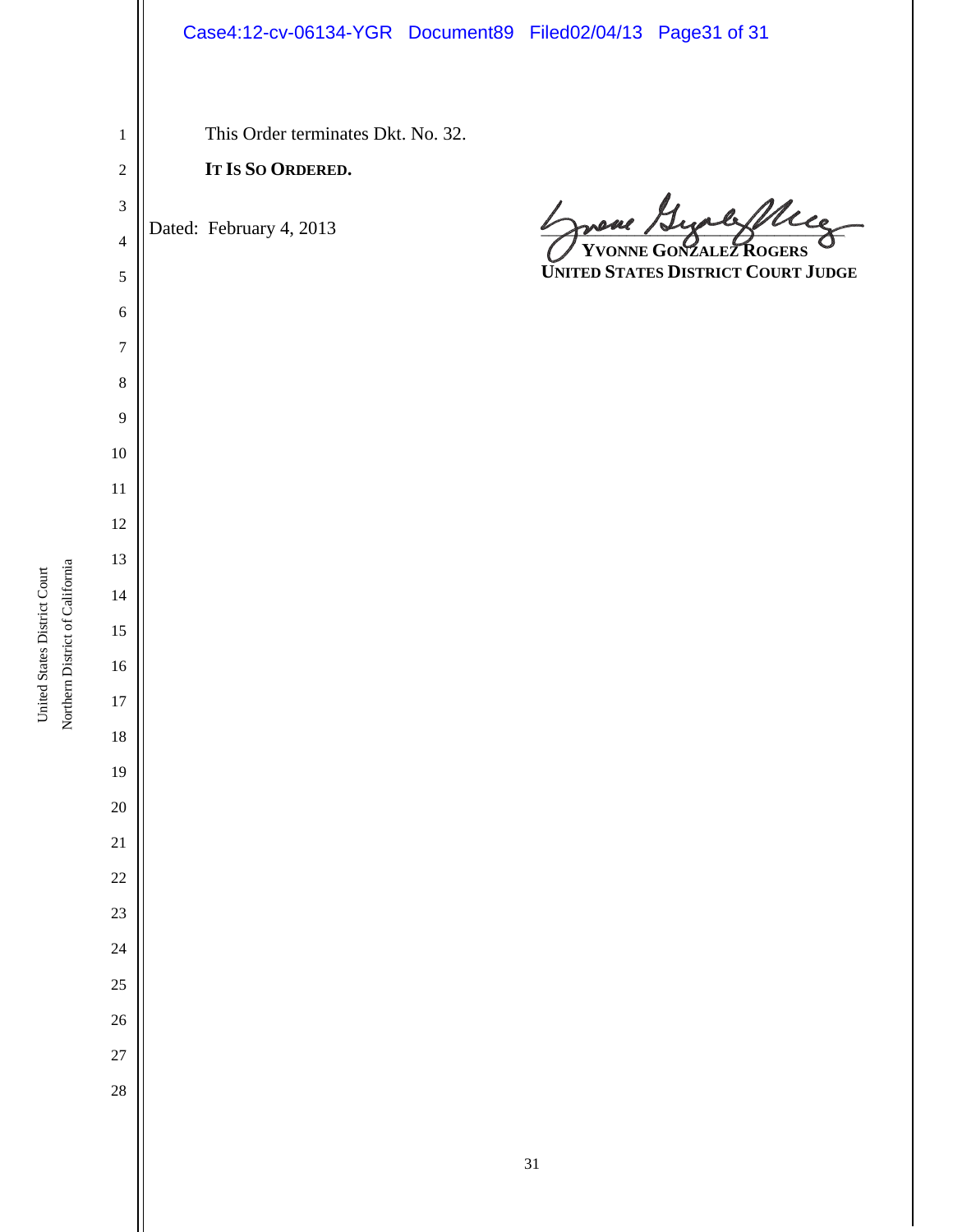This Order terminates Dkt. No. 32.

**IT IS SO ORDERED.**

Dated: February 4, 2013

YVONNE GONZALEZ ROGERS
UNITED STATES DISTRICT COURT JUDGE